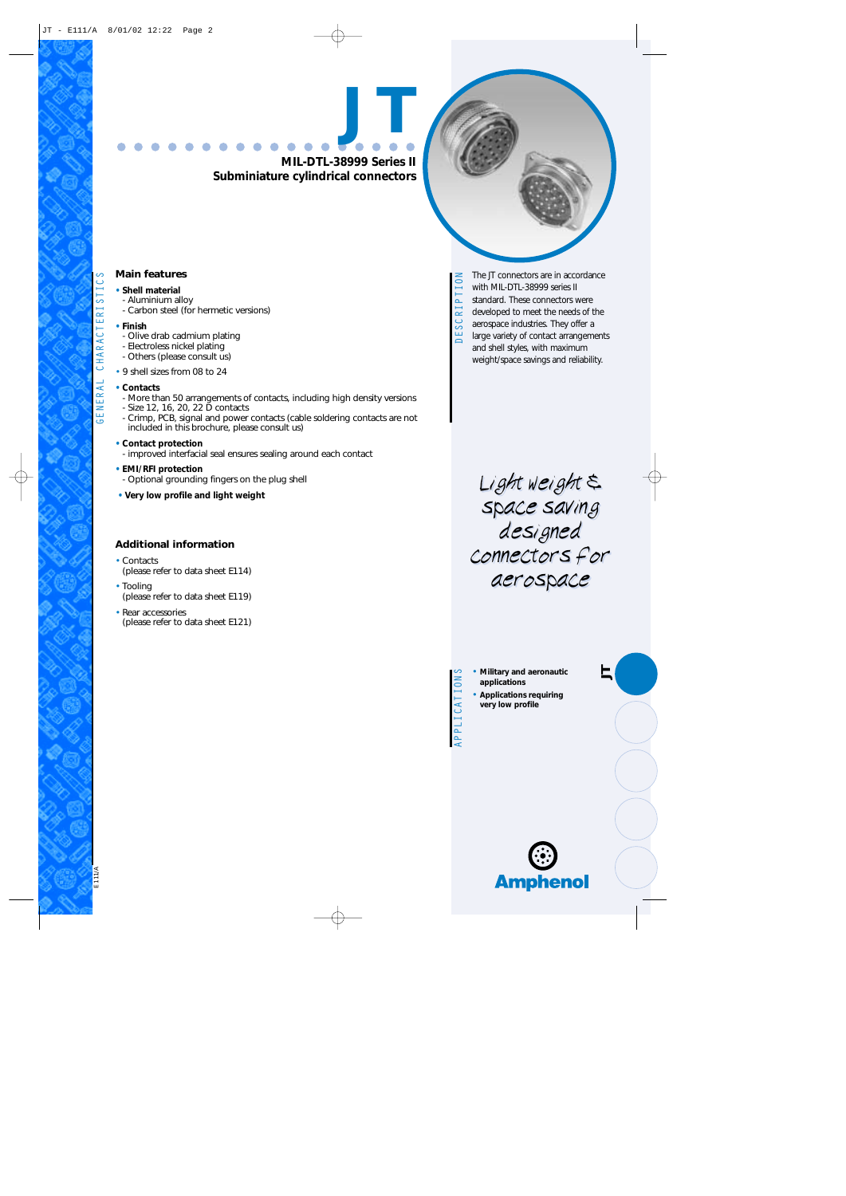# JT

## MIL-DTL-38999 Series II
## Subminiature cylindrical connectors

GENERAL CHARACTERISTICS

### Main features

- **Shell material**
  - Aluminium alloy
  - Carbon steel (for hermetic versions)
- **Finish**
  - Olive drab cadmium plating
  - Electroless nickel plating
  - Others (please consult us)
- 9 shell sizes from 08 to 24
- **Contacts**
  - More than 50 arrangements of contacts, including high density versions
  - Size 12, 16, 20, 22 D contacts
  - Crimp, PCB, signal and power contacts (cable soldering contacts are not included in this brochure, please consult us)
- **Contact protection**
  - improved interfacial seal ensures sealing around each contact
- **EMI/RFI protection**
  - Optional grounding fingers on the plug shell
- **Very low profile and light weight**

### Additional information

- Contacts (please refer to data sheet E114)
- Tooling (please refer to data sheet E119)
- Rear accessories (please refer to data sheet E121)

DESCRIPTION

The JT connectors are in accordance with MIL-DTL-38999 series II standard. These connectors were developed to meet the needs of the aerospace industries. They offer a large variety of contact arrangements and shell styles, with maximum weight/space savings and reliability.

*Light weight & space saving designed connectors for aerospace*

APPLICATIONS

- **Military and aeronautic applications**
- **Applications requiring very low profile**

Amphenol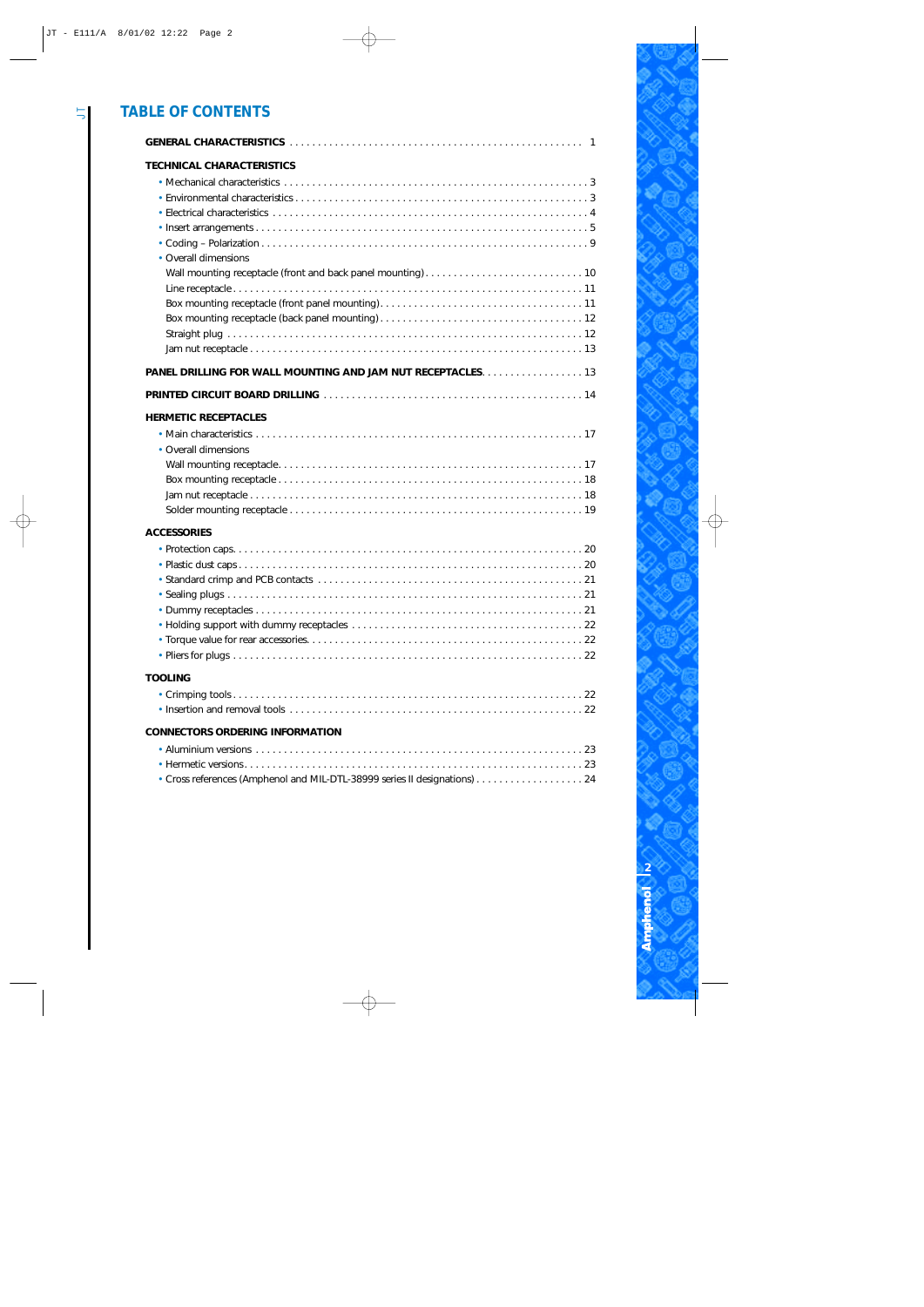# TABLE OF CONTENTS

**GENERAL CHARACTERISTICS** . . . . . . . . . . 1

**TECHNICAL CHARACTERISTICS**

- Mechanical characteristics . . . . . . . . . . 3
- Environmental characteristics . . . . . . . . . . 3
- Electrical characteristics . . . . . . . . . . 4
- Insert arrangements . . . . . . . . . . 5
- Coding – Polarization . . . . . . . . . . 9
- Overall dimensions
  - Wall mounting receptacle (front and back panel mounting) . . . . . . . . . . 10
  - Line receptacle . . . . . . . . . . 11
  - Box mounting receptacle (front panel mounting) . . . . . . . . . . 11
  - Box mounting receptacle (back panel mounting) . . . . . . . . . . 12
  - Straight plug . . . . . . . . . . 12
  - Jam nut receptacle . . . . . . . . . . 13

**PANEL DRILLING FOR WALL MOUNTING AND JAM NUT RECEPTACLES** . . . . . . . . . . 13

**PRINTED CIRCUIT BOARD DRILLING** . . . . . . . . . . 14

**HERMETIC RECEPTACLES**

- Main characteristics . . . . . . . . . . 17
- Overall dimensions
  - Wall mounting receptacle . . . . . . . . . . 17
  - Box mounting receptacle . . . . . . . . . . 18
  - Jam nut receptacle . . . . . . . . . . 18
  - Solder mounting receptacle . . . . . . . . . . 19

**ACCESSORIES**

- Protection caps . . . . . . . . . . 20
- Plastic dust caps . . . . . . . . . . 20
- Standard crimp and PCB contacts . . . . . . . . . . 21
- Sealing plugs . . . . . . . . . . 21
- Dummy receptacles . . . . . . . . . . 21
- Holding support with dummy receptacles . . . . . . . . . . 22
- Torque value for rear accessories . . . . . . . . . . 22
- Pliers for plugs . . . . . . . . . . 22

**TOOLING**

- Crimping tools . . . . . . . . . . 22
- Insertion and removal tools . . . . . . . . . . 22

**CONNECTORS ORDERING INFORMATION**

- Aluminium versions . . . . . . . . . . 23
- Hermetic versions . . . . . . . . . . 23
- Cross references (Amphenol and MIL-DTL-38999 series II designations) . . . . . . . . . . 24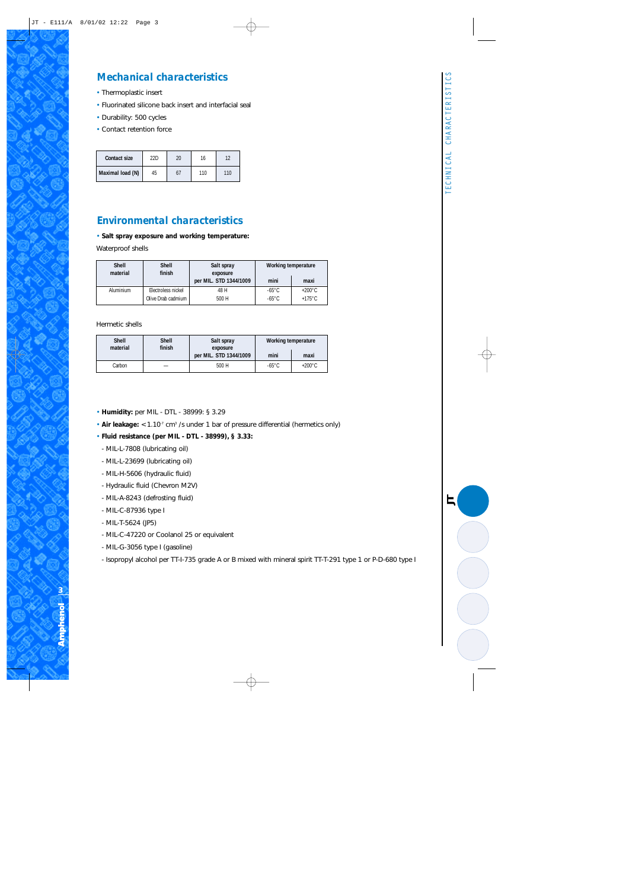## Mechanical characteristics

- Thermoplastic insert
- Fluorinated silicone back insert and interfacial seal
- Durability: 500 cycles
- Contact retention force

| Contact size | 22D | 20 | 16 | 12 |
|---|---|---|---|---|
| Maximal load (N) | 45 | 67 | 110 | 110 |

## Environmental characteristics

- **Salt spray exposure and working temperature:**

Waterproof shells

| Shell material | Shell finish | Salt spray exposure per MIL. STD 1344/1009 | Working temperature | |
|---|---|---|---|---|
| | | | mini | maxi |
| Aluminium | Electroless nickel | 48 H | -65°C | +200°C |
| | Olive Drab cadmium | 500 H | -65°C | +175°C |

Hermetic shells

| Shell material | Shell finish | Salt spray exposure per MIL. STD 1344/1009 | Working temperature | |
|---|---|---|---|---|
| | | | mini | maxi |
| Carbon | — | 500 H | -65°C | +200°C |

- **Humidity:** per MIL - DTL - 38999: § 3.29
- **Air leakage:** $< 1.10^{-7}$ $cm^3$ /s under 1 bar of pressure differential (hermetics only)
- **Fluid resistance (per MIL - DTL - 38999), § 3.33:**
  - MIL-L-7808 (lubricating oil)
  - MIL-L-23699 (lubricating oil)
  - MIL-H-5606 (hydraulic fluid)
  - Hydraulic fluid (Chevron M2V)
  - MIL-A-8243 (defrosting fluid)
  - MIL-C-87936 type I
  - MIL-T-5624 (JP5)
  - MIL-C-47220 or Coolanol 25 or equivalent
  - MIL-G-3056 type I (gasoline)
  - Isopropyl alcohol per TT-I-735 grade A or B mixed with mineral spirit TT-T-291 type 1 or P-D-680 type I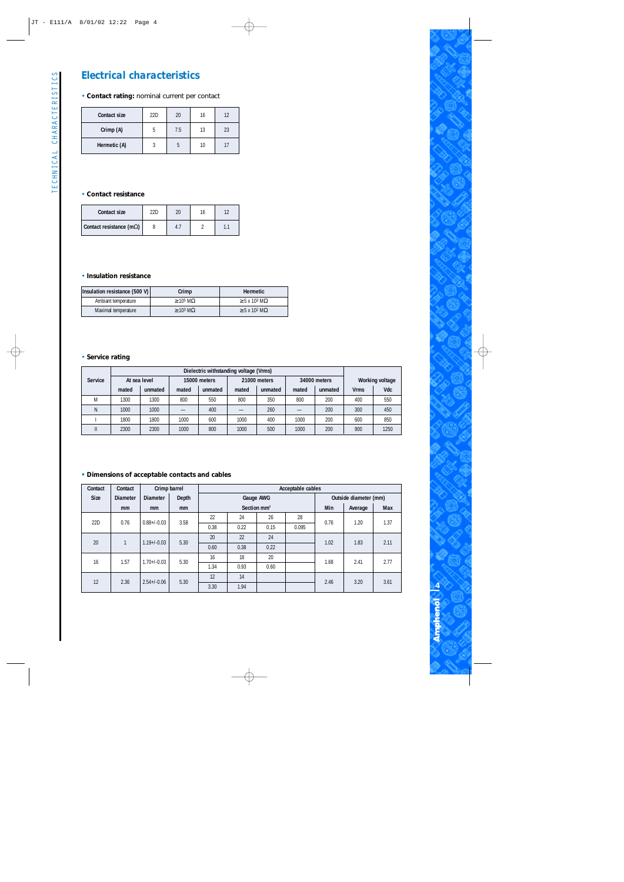## Electrical characteristics

• **Contact rating:** nominal current per contact

| Contact size | 22D | 20 | 16 | 12 |
|---|---|---|---|---|
| Crimp (A) | 5 | 7.5 | 13 | 23 |
| Hermetic (A) | 3 | 5 | 10 | 17 |

• **Contact resistance**

| Contact size | 22D | 20 | 16 | 12 |
|---|---|---|---|---|
| Contact resistance (mΩ) | 8 | 4.7 | 2 | 1.1 |

• **Insulation resistance**

| Insulation resistance (500 V) | Crimp | Hermetic |
|---|---|---|
| Ambiant temperature | $\geq 10^5$ MΩ | $\geq 5 \times 10^3$ MΩ |
| Maximal temperature | $\geq 10^3$ MΩ | $\geq 5 \times 10^2$ MΩ |

• **Service rating**

| Service | Dielectric withstanding voltage (Vrms) | | | | | | | | Working voltage | |
|---|---|---|---|---|---|---|---|---|---|---|
| | At sea level | | 15000 meters | | 21000 meters | | 34000 meters | | | |
| | mated | unmated | mated | unmated | mated | unmated | mated | unmated | Vrms | Vdc |
| M | 1300 | 1300 | 800 | 550 | 800 | 350 | 800 | 200 | 400 | 550 |
| N | 1000 | 1000 | — | 400 | — | 260 | — | 200 | 300 | 450 |
| I | 1800 | 1800 | 1000 | 600 | 1000 | 400 | 1000 | 200 | 600 | 850 |
| II | 2300 | 2300 | 1000 | 800 | 1000 | 500 | 1000 | 200 | 900 | 1250 |

• **Dimensions of acceptable contacts and cables**

| Contact Size | Contact Diameter mm | Crimp barrel Diameter mm | Crimp barrel Depth mm | Acceptable cables: Gauge AWG / Section mm² | | | | Outside diameter (mm) Min | Average | Max |
|---|---|---|---|---|---|---|---|---|---|---|
| 22D | 0.76 | 0.88+/-0.03 | 3.58 | 22 | 24 | 26 | 28 | 0.76 | 1.20 | 1.37 |
| | | | | 0.38 | 0.22 | 0.15 | 0.095 | | | |
| 20 | 1 | 1.19+/-0.03 | 5.30 | 20 | 22 | 24 | | 1.02 | 1.83 | 2.11 |
| | | | | 0.60 | 0.38 | 0.22 | | | | |
| 16 | 1.57 | 1.70+/-0.03 | 5.30 | 16 | 18 | 20 | | 1.68 | 2.41 | 2.77 |
| | | | | 1.34 | 0.93 | 0.60 | | | | |
| 12 | 2.36 | 2.54+/-0.06 | 5.30 | 12 | 14 | | | 2.46 | 3.20 | 3.61 |
| | | | | 3.30 | 1.94 | | | | | |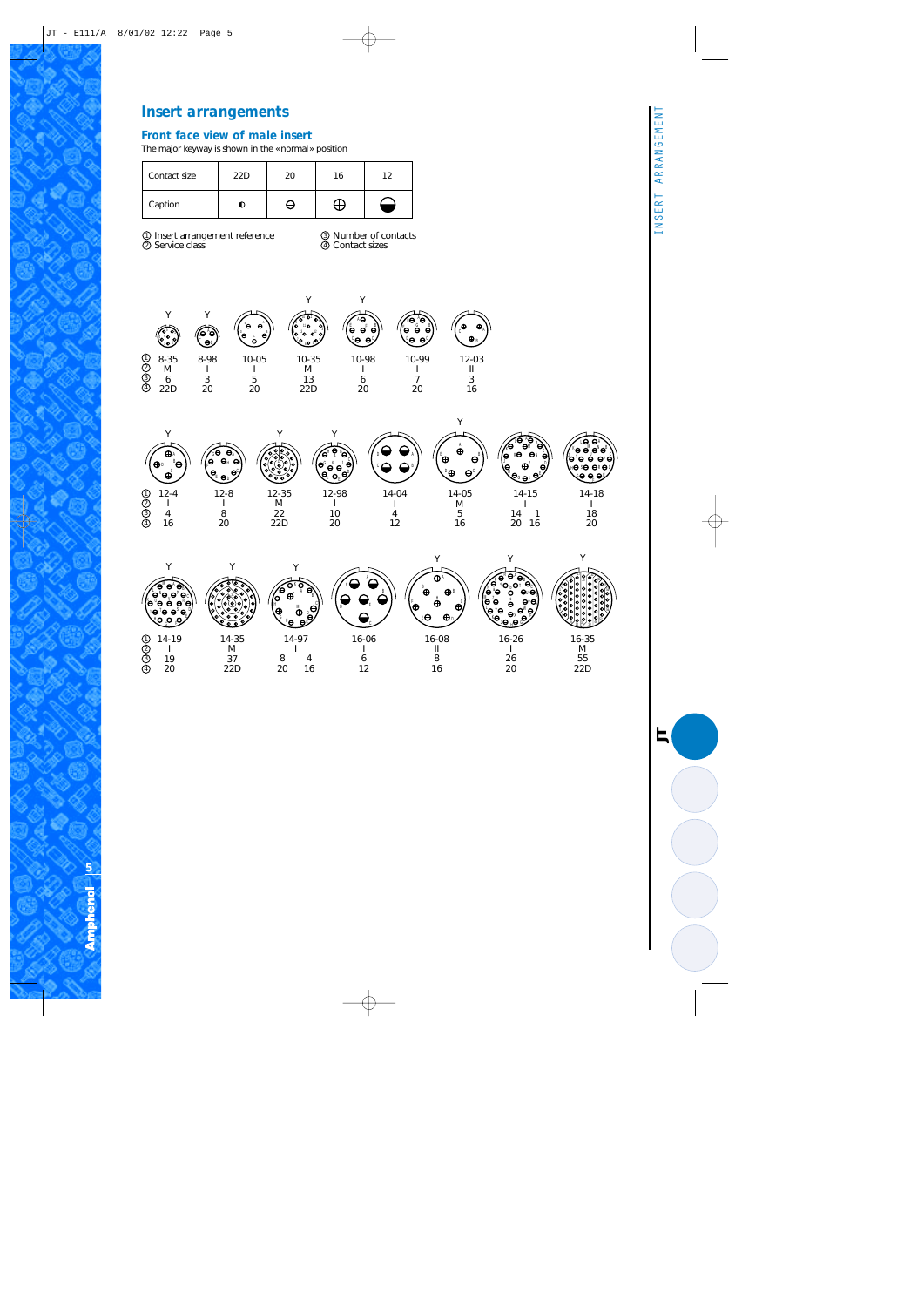# Insert arrangements

## Front face view of male insert

The major keyway is shown in the «normal» position

| Contact size | 22D | 20 | 16 | 12 |
|---|---|---|---|---|
| Caption | ◐ | ⊖ | ⊕ | ⬓ |

① Insert arrangement reference
② Service class
③ Number of contacts
④ Contact sizes

| ① | 8-35 | 8-98 | 10-05 | 10-35 | 10-98 | 10-99 | 12-03 |
|---|---|---|---|---|---|---|---|
| ② | M | I | I | M | I | I | II |
| ③ | 6 | 3 | 5 | 13 | 6 | 7 | 3 |
| ④ | 22D | 20 | 20 | 22D | 20 | 20 | 16 |

| ① | 12-4 | 12-8 | 12-35 | 12-98 | 14-04 | 14-05 | 14-15 | 14-18 |
|---|---|---|---|---|---|---|---|---|
| ② | I | I | M | I | I | M | I | I |
| ③ | 4 | 8 | 22 | 10 | 4 | 5 | 14 1 | 18 |
| ④ | 16 | 20 | 22D | 20 | 12 | 16 | 20 16 | 20 |

| ① | 14-19 | 14-35 | 14-97 | 16-06 | 16-08 | 16-26 | 16-35 |
|---|---|---|---|---|---|---|---|
| ② | I | M | I | I | II | I | M |
| ③ | 19 | 37 | 8 4 | 6 | 8 | 26 | 55 |
| ④ | 20 | 22D | 20 16 | 12 | 16 | 20 | 22D |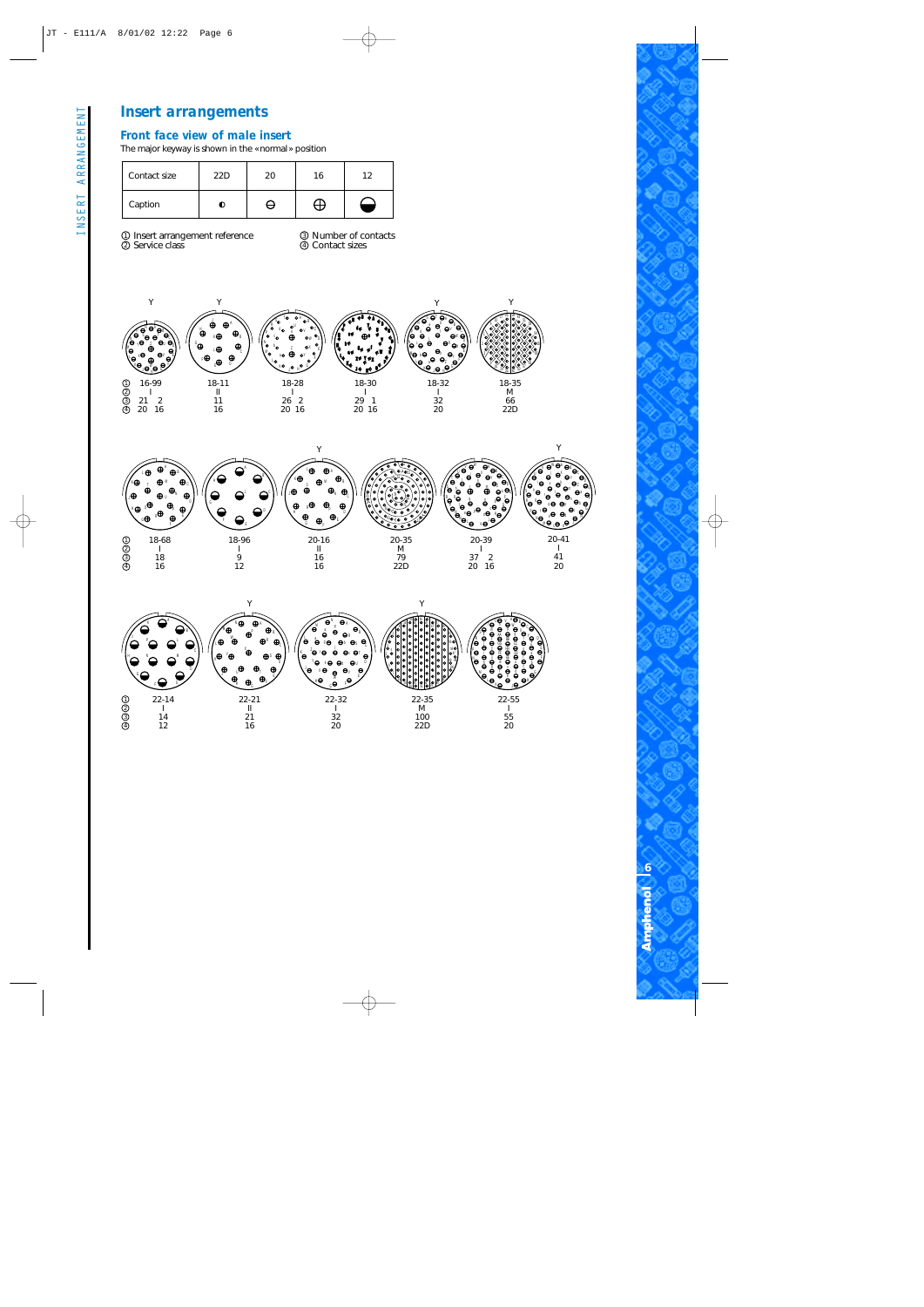# Insert arrangements

## Front face view of male insert

The major keyway is shown in the «normal» position

| Contact size | 22D | 20 | 16 | 12 |
|---|---|---|---|---|
| Caption | ◐ | ⊖ | ⊕ | ◒ |

① Insert arrangement reference
② Service class
③ Number of contacts
④ Contact sizes

| | 16-99 | 18-11 | 18-28 | 18-30 | 18-32 | 18-35 |
|---|---|---|---|---|---|---|
| ② | I | II | I | I | I | M |
| ③ | 21 2 | 11 | 26 2 | 29 1 | 32 | 66 |
| ④ | 20 16 | 16 | 20 16 | 20 16 | 20 | 22D |

| | 18-68 | 18-96 | 20-16 | 20-35 | 20-39 | 20-41 |
|---|---|---|---|---|---|---|
| ② | I | I | II | M | I | I |
| ③ | 18 | 9 | 16 | 79 | 37 2 | 41 |
| ④ | 16 | 12 | 16 | 22D | 20 16 | 20 |

| | 22-14 | 22-21 | 22-32 | 22-35 | 22-55 |
|---|---|---|---|---|---|
| ② | I | II | I | M | I |
| ③ | 14 | 21 | 32 | 100 | 55 |
| ④ | 12 | 16 | 20 | 22D | 20 |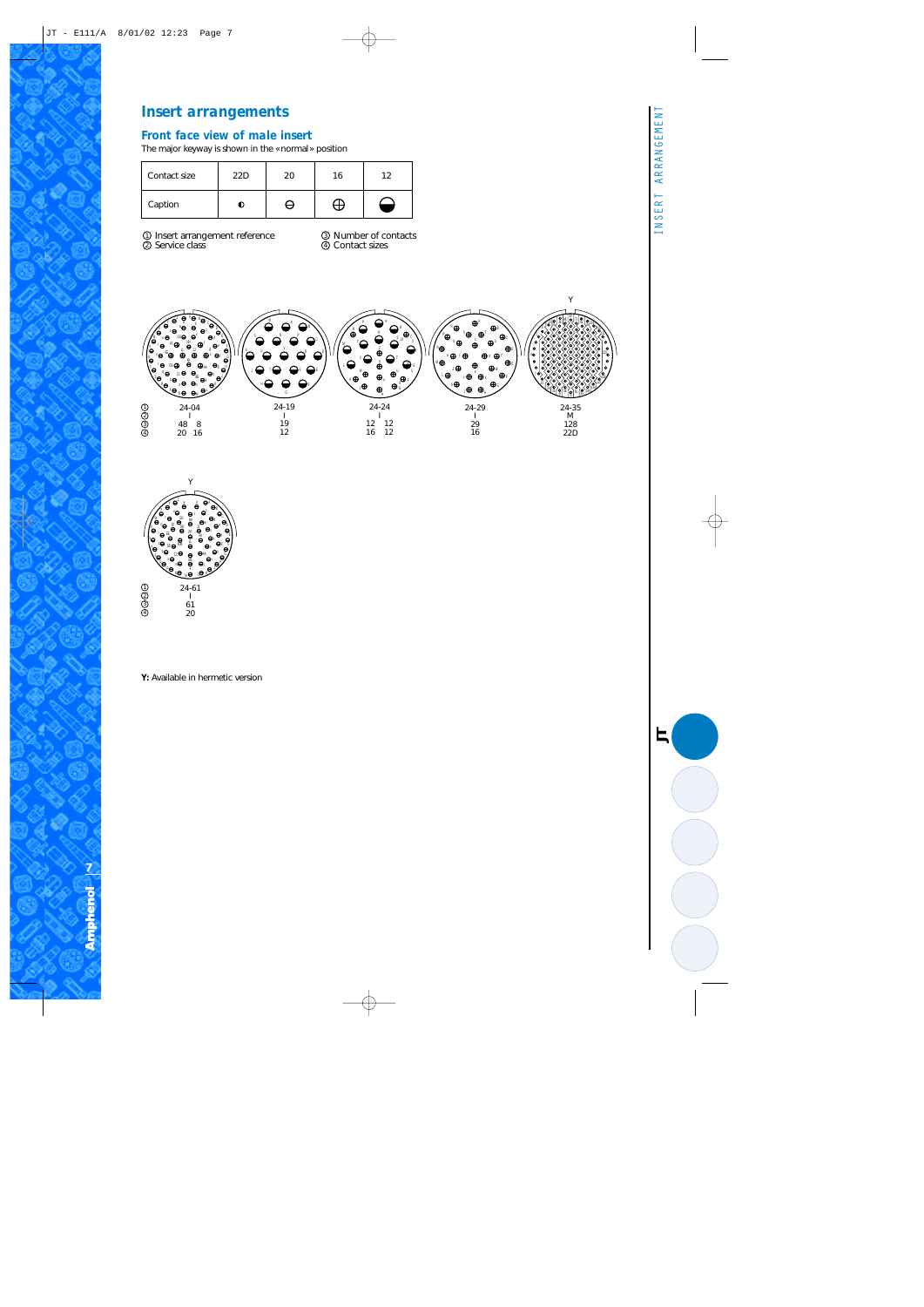# Insert arrangements

## Front face view of male insert

The major keyway is shown in the «normal» position

| Contact size | 22D | 20 | 16 | 12 |
|---|---|---|---|---|
| Caption | ◐ | ⊖ | ⊕ | ⬓ |

① Insert arrangement reference
② Service class
③ Number of contacts
④ Contact sizes

| | 24-04 | 24-19 | 24-24 | 24-29 | 24-35 (Y) | 24-61 (Y) |
|---|---|---|---|---|---|---|
| ① | 24-04 | 24-19 | 24-24 | 24-29 | 24-35 | 24-61 |
| ② | I | I | I | I | M | I |
| ③ | 48 / 8 | 19 | 12 / 12 | 29 | 128 | 61 |
| ④ | 20 / 16 | 12 | 16 / 12 | 16 | 22D | 20 |

**Y:** Available in hermetic version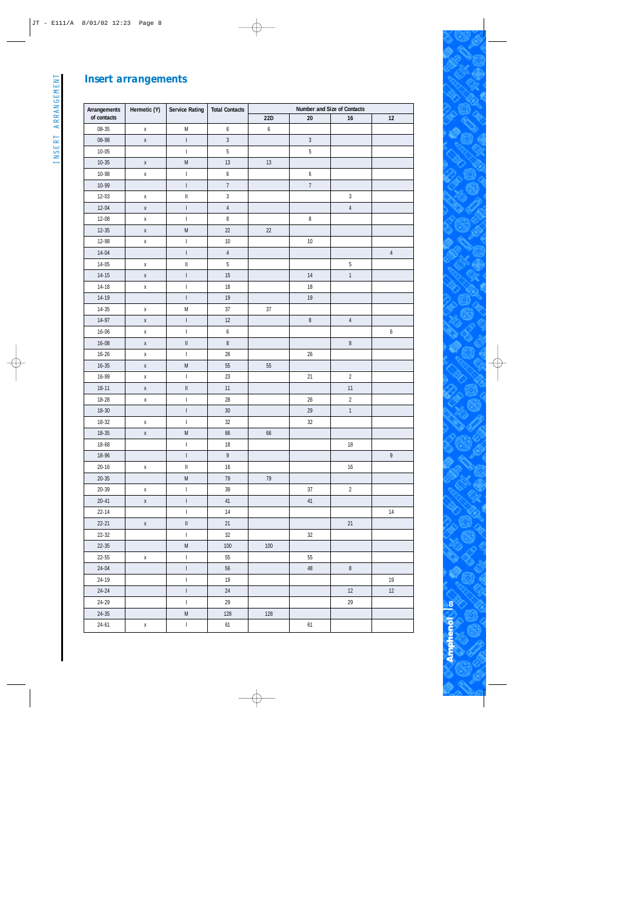# Insert arrangements

| Arrangements of contacts | Hermetic (Y) | Service Rating | Total Contacts | Number and Size of Contacts | | | |
|---|---|---|---|---|---|---|---|
| | | | | 22D | 20 | 16 | 12 |
| 08-35 | x | M | 6 | 6 | | | |
| 08-98 | x | I | 3 | | 3 | | |
| 10-05 | | I | 5 | | 5 | | |
| 10-35 | x | M | 13 | 13 | | | |
| 10-98 | x | I | 6 | | 6 | | |
| 10-99 | | I | 7 | | 7 | | |
| 12-03 | x | II | 3 | | | 3 | |
| 12-04 | x | I | 4 | | | 4 | |
| 12-08 | x | I | 8 | | 8 | | |
| 12-35 | x | M | 22 | 22 | | | |
| 12-98 | x | I | 10 | | 10 | | |
| 14-04 | | I | 4 | | | | 4 |
| 14-05 | x | II | 5 | | | 5 | |
| 14-15 | x | I | 15 | | 14 | 1 | |
| 14-18 | x | I | 18 | | 18 | | |
| 14-19 | | I | 19 | | 19 | | |
| 14-35 | x | M | 37 | 37 | | | |
| 14-97 | x | I | 12 | | 8 | 4 | |
| 16-06 | x | I | 6 | | | | 6 |
| 16-08 | x | II | 8 | | | 8 | |
| 16-26 | x | I | 26 | | 26 | | |
| 16-35 | x | M | 55 | 55 | | | |
| 16-99 | x | I | 23 | | 21 | 2 | |
| 18-11 | x | II | 11 | | | 11 | |
| 18-28 | x | I | 28 | | 26 | 2 | |
| 18-30 | | I | 30 | | 29 | 1 | |
| 18-32 | x | I | 32 | | 32 | | |
| 18-35 | x | M | 66 | 66 | | | |
| 18-68 | | I | 18 | | | 18 | |
| 18-96 | | I | 9 | | | | 9 |
| 20-16 | x | II | 16 | | | 16 | |
| 20-35 | | M | 79 | 79 | | | |
| 20-39 | x | I | 39 | | 37 | 2 | |
| 20-41 | x | I | 41 | | 41 | | |
| 22-14 | | I | 14 | | | | 14 |
| 22-21 | x | II | 21 | | | 21 | |
| 22-32 | | I | 32 | | 32 | | |
| 22-35 | | M | 100 | 100 | | | |
| 22-55 | x | I | 55 | | 55 | | |
| 24-04 | | I | 56 | | 48 | 8 | |
| 24-19 | | I | 19 | | | | 19 |
| 24-24 | | I | 24 | | | 12 | 12 |
| 24-29 | | I | 29 | | | 29 | |
| 24-35 | | M | 128 | 128 | | | |
| 24-61 | x | I | 61 | | 61 | | |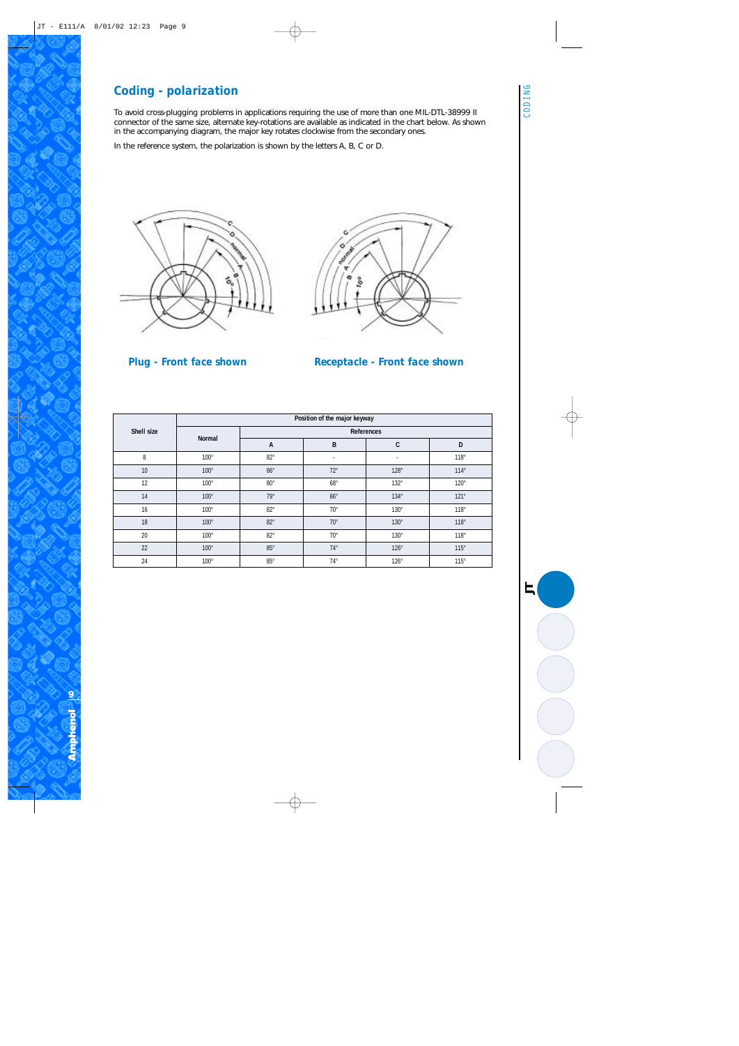## Coding - polarization

To avoid cross-plugging problems in applications requiring the use of more than one MIL-DTL-38999 II connector of the same size, alternate key-rotations are available as indicated in the chart below. As shown in the accompanying diagram, the major key rotates clockwise from the secondary ones.

In the reference system, the polarization is shown by the letters A, B, C or D.

**Plug - Front face shown**

**Receptacle - Front face shown**

| Shell size | Position of the major keyway | | | | |
|---|---|---|---|---|---|
| | Normal | References | | | |
| | | A | B | C | D |
| 8 | 100° | 82° | - | - | 118° |
| 10 | 100° | 86° | 72° | 128° | 114° |
| 12 | 100° | 80° | 68° | 132° | 120° |
| 14 | 100° | 79° | 66° | 134° | 121° |
| 16 | 100° | 82° | 70° | 130° | 118° |
| 18 | 100° | 82° | 70° | 130° | 118° |
| 20 | 100° | 82° | 70° | 130° | 118° |
| 22 | 100° | 85° | 74° | 126° | 115° |
| 24 | 100° | 85° | 74° | 126° | 115° |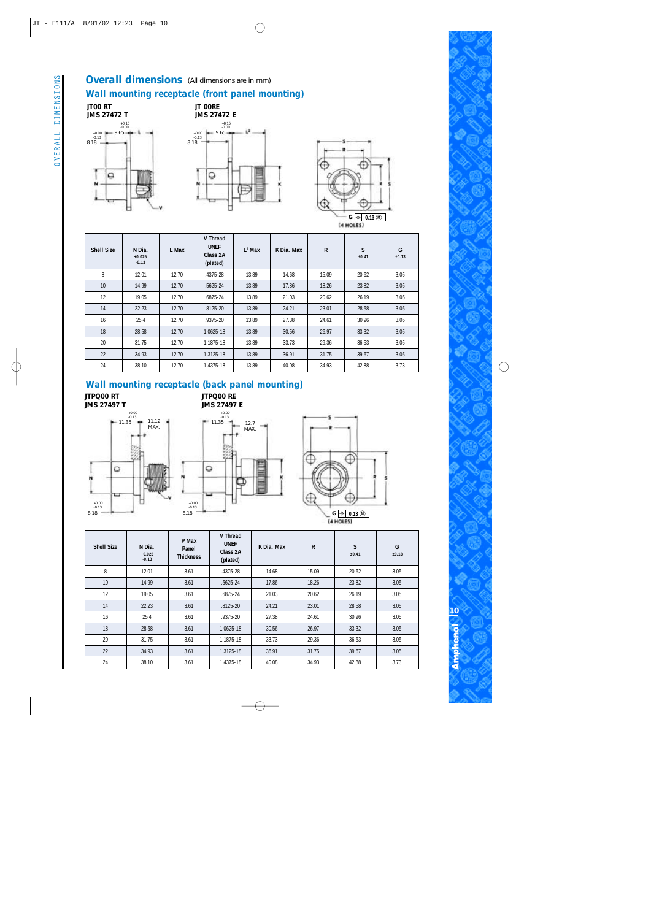# Overall dimensions (All dimensions are in mm)

## Wall mounting receptacle (front panel mounting)

**JT00 RT**
**JMS 27472 T**

**JT 00RE**
**JMS 27472 E**

G ⊕ 0.13 Ⓜ (4 HOLES)

| Shell Size | N Dia. +0.025 -0.13 | L Max | V Thread UNEF Class 2A (plated) | $L^1$ Max | K Dia. Max | R | S ±0.41 | G ±0.13 |
|---|---|---|---|---|---|---|---|---|
| 8 | 12.01 | 12.70 | .4375-28 | 13.89 | 14.68 | 15.09 | 20.62 | 3.05 |
| 10 | 14.99 | 12.70 | .5625-24 | 13.89 | 17.86 | 18.26 | 23.82 | 3.05 |
| 12 | 19.05 | 12.70 | .6875-24 | 13.89 | 21.03 | 20.62 | 26.19 | 3.05 |
| 14 | 22.23 | 12.70 | .8125-20 | 13.89 | 24.21 | 23.01 | 28.58 | 3.05 |
| 16 | 25.4 | 12.70 | .9375-20 | 13.89 | 27.38 | 24.61 | 30.96 | 3.05 |
| 18 | 28.58 | 12.70 | 1.0625-18 | 13.89 | 30.56 | 26.97 | 33.32 | 3.05 |
| 20 | 31.75 | 12.70 | 1.1875-18 | 13.89 | 33.73 | 29.36 | 36.53 | 3.05 |
| 22 | 34.93 | 12.70 | 1.3125-18 | 13.89 | 36.91 | 31.75 | 39.67 | 3.05 |
| 24 | 38.10 | 12.70 | 1.4375-18 | 13.89 | 40.08 | 34.93 | 42.88 | 3.73 |

## Wall mounting receptacle (back panel mounting)

**JTPQ00 RT**
**JMS 27497 T**

**JTPQ00 RE**
**JMS 27497 E**

G ⊕ 0.13 Ⓜ (4 HOLES)

| Shell Size | N Dia. +0.025 -0.13 | P Max Panel Thickness | V Thread UNEF Class 2A (plated) | K Dia. Max | R | S ±0.41 | G ±0.13 |
|---|---|---|---|---|---|---|---|
| 8 | 12.01 | 3.61 | .4375-28 | 14.68 | 15.09 | 20.62 | 3.05 |
| 10 | 14.99 | 3.61 | .5625-24 | 17.86 | 18.26 | 23.82 | 3.05 |
| 12 | 19.05 | 3.61 | .6875-24 | 21.03 | 20.62 | 26.19 | 3.05 |
| 14 | 22.23 | 3.61 | .8125-20 | 24.21 | 23.01 | 28.58 | 3.05 |
| 16 | 25.4 | 3.61 | .9375-20 | 27.38 | 24.61 | 30.96 | 3.05 |
| 18 | 28.58 | 3.61 | 1.0625-18 | 30.56 | 26.97 | 33.32 | 3.05 |
| 20 | 31.75 | 3.61 | 1.1875-18 | 33.73 | 29.36 | 36.53 | 3.05 |
| 22 | 34.93 | 3.61 | 1.3125-18 | 36.91 | 31.75 | 39.67 | 3.05 |
| 24 | 38.10 | 3.61 | 1.4375-18 | 40.08 | 34.93 | 42.88 | 3.73 |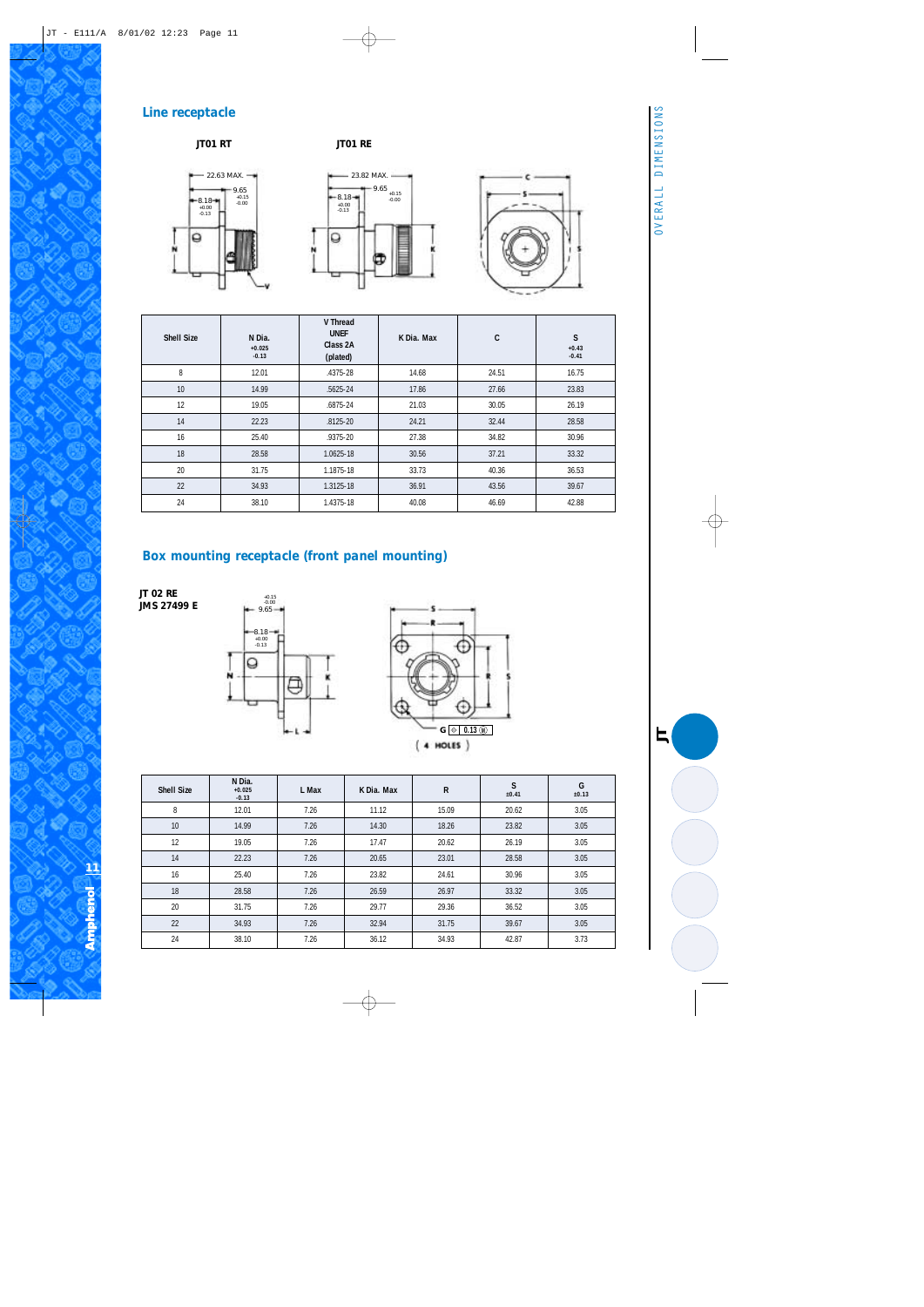## Line receptacle

**JT01 RT** **JT01 RE**

| Shell Size | N Dia. +0.025 -0.13 | V Thread UNEF Class 2A (plated) | K Dia. Max | C | S +0.43 -0.41 |
|---|---|---|---|---|---|
| 8 | 12.01 | .4375-28 | 14.68 | 24.51 | 16.75 |
| 10 | 14.99 | .5625-24 | 17.86 | 27.66 | 23.83 |
| 12 | 19.05 | .6875-24 | 21.03 | 30.05 | 26.19 |
| 14 | 22.23 | .8125-20 | 24.21 | 32.44 | 28.58 |
| 16 | 25.40 | .9375-20 | 27.38 | 34.82 | 30.96 |
| 18 | 28.58 | 1.0625-18 | 30.56 | 37.21 | 33.32 |
| 20 | 31.75 | 1.1875-18 | 33.73 | 40.36 | 36.53 |
| 22 | 34.93 | 1.3125-18 | 36.91 | 43.56 | 39.67 |
| 24 | 38.10 | 1.4375-18 | 40.08 | 46.69 | 42.88 |

## Box mounting receptacle (front panel mounting)

**JT 02 RE**
**JMS 27499 E**

| Shell Size | N Dia. +0.025 -0.13 | L Max | K Dia. Max | R | S ±0.41 | G ±0.13 |
|---|---|---|---|---|---|---|
| 8 | 12.01 | 7.26 | 11.12 | 15.09 | 20.62 | 3.05 |
| 10 | 14.99 | 7.26 | 14.30 | 18.26 | 23.82 | 3.05 |
| 12 | 19.05 | 7.26 | 17.47 | 20.62 | 26.19 | 3.05 |
| 14 | 22.23 | 7.26 | 20.65 | 23.01 | 28.58 | 3.05 |
| 16 | 25.40 | 7.26 | 23.82 | 24.61 | 30.96 | 3.05 |
| 18 | 28.58 | 7.26 | 26.59 | 26.97 | 33.32 | 3.05 |
| 20 | 31.75 | 7.26 | 29.77 | 29.36 | 36.52 | 3.05 |
| 22 | 34.93 | 7.26 | 32.94 | 31.75 | 39.67 | 3.05 |
| 24 | 38.10 | 7.26 | 36.12 | 34.93 | 42.87 | 3.73 |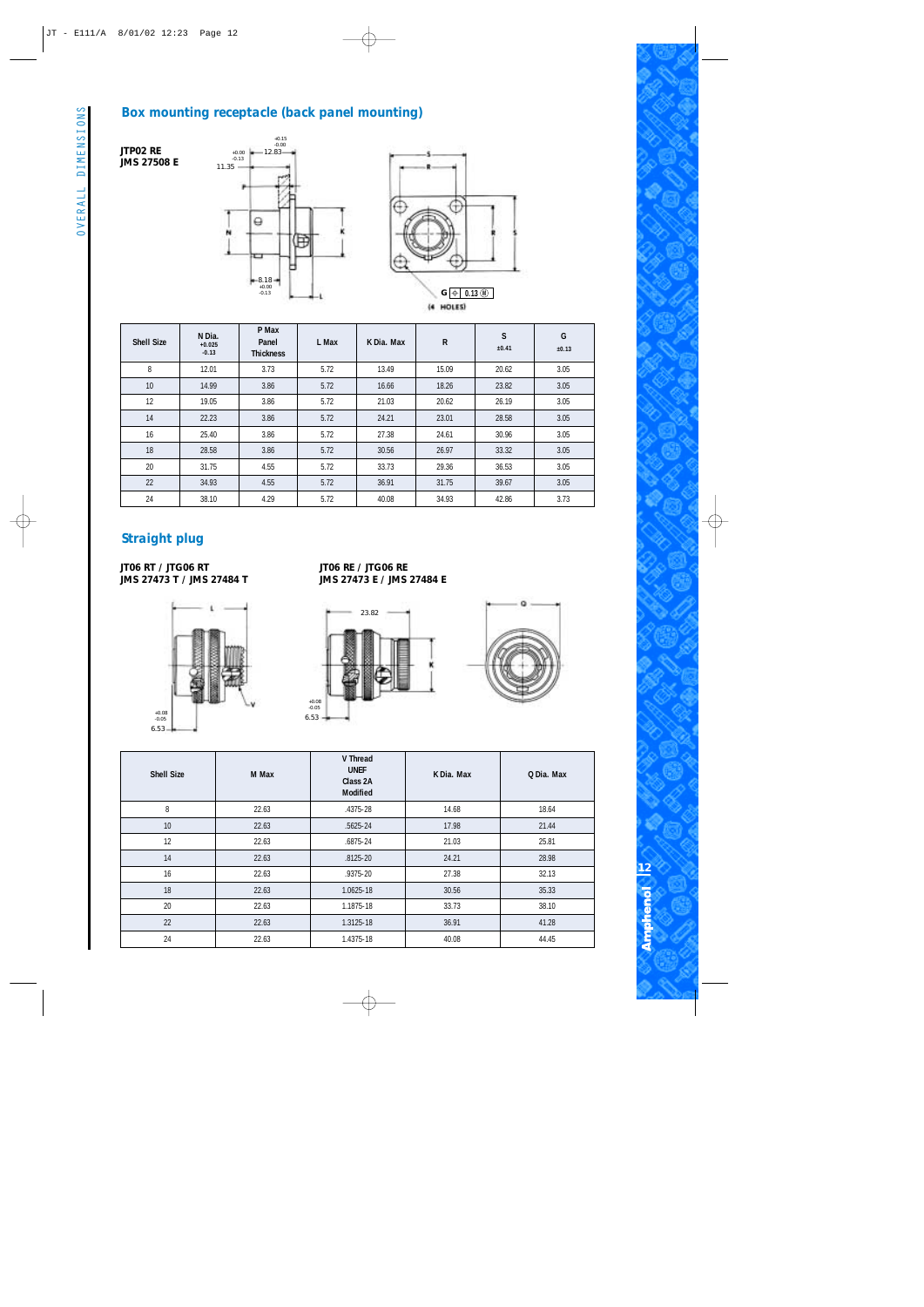## Box mounting receptacle (back panel mounting)

**JTP02 RE**
**JMS 27508 E**

| Shell Size | N Dia. +0.025 -0.13 | P Max Panel Thickness | L Max | K Dia. Max | R | S ±0.41 | G ±0.13 |
|---|---|---|---|---|---|---|---|
| 8 | 12.01 | 3.73 | 5.72 | 13.49 | 15.09 | 20.62 | 3.05 |
| 10 | 14.99 | 3.86 | 5.72 | 16.66 | 18.26 | 23.82 | 3.05 |
| 12 | 19.05 | 3.86 | 5.72 | 21.03 | 20.62 | 26.19 | 3.05 |
| 14 | 22.23 | 3.86 | 5.72 | 24.21 | 23.01 | 28.58 | 3.05 |
| 16 | 25.40 | 3.86 | 5.72 | 27.38 | 24.61 | 30.96 | 3.05 |
| 18 | 28.58 | 3.86 | 5.72 | 30.56 | 26.97 | 33.32 | 3.05 |
| 20 | 31.75 | 4.55 | 5.72 | 33.73 | 29.36 | 36.53 | 3.05 |
| 22 | 34.93 | 4.55 | 5.72 | 36.91 | 31.75 | 39.67 | 3.05 |
| 24 | 38.10 | 4.29 | 5.72 | 40.08 | 34.93 | 42.86 | 3.73 |

## Straight plug

**JT06 RT / JTG06 RT**
**JMS 27473 T / JMS 27484 T**

**JT06 RE / JTG06 RE**
**JMS 27473 E / JMS 27484 E**

| Shell Size | M Max | V Thread UNEF Class 2A Modified | K Dia. Max | Q Dia. Max |
|---|---|---|---|---|
| 8 | 22.63 | .4375-28 | 14.68 | 18.64 |
| 10 | 22.63 | .5625-24 | 17.98 | 21.44 |
| 12 | 22.63 | .6875-24 | 21.03 | 25.81 |
| 14 | 22.63 | .8125-20 | 24.21 | 28.98 |
| 16 | 22.63 | .9375-20 | 27.38 | 32.13 |
| 18 | 22.63 | 1.0625-18 | 30.56 | 35.33 |
| 20 | 22.63 | 1.1875-18 | 33.73 | 38.10 |
| 22 | 22.63 | 1.3125-18 | 36.91 | 41.28 |
| 24 | 22.63 | 1.4375-18 | 40.08 | 44.45 |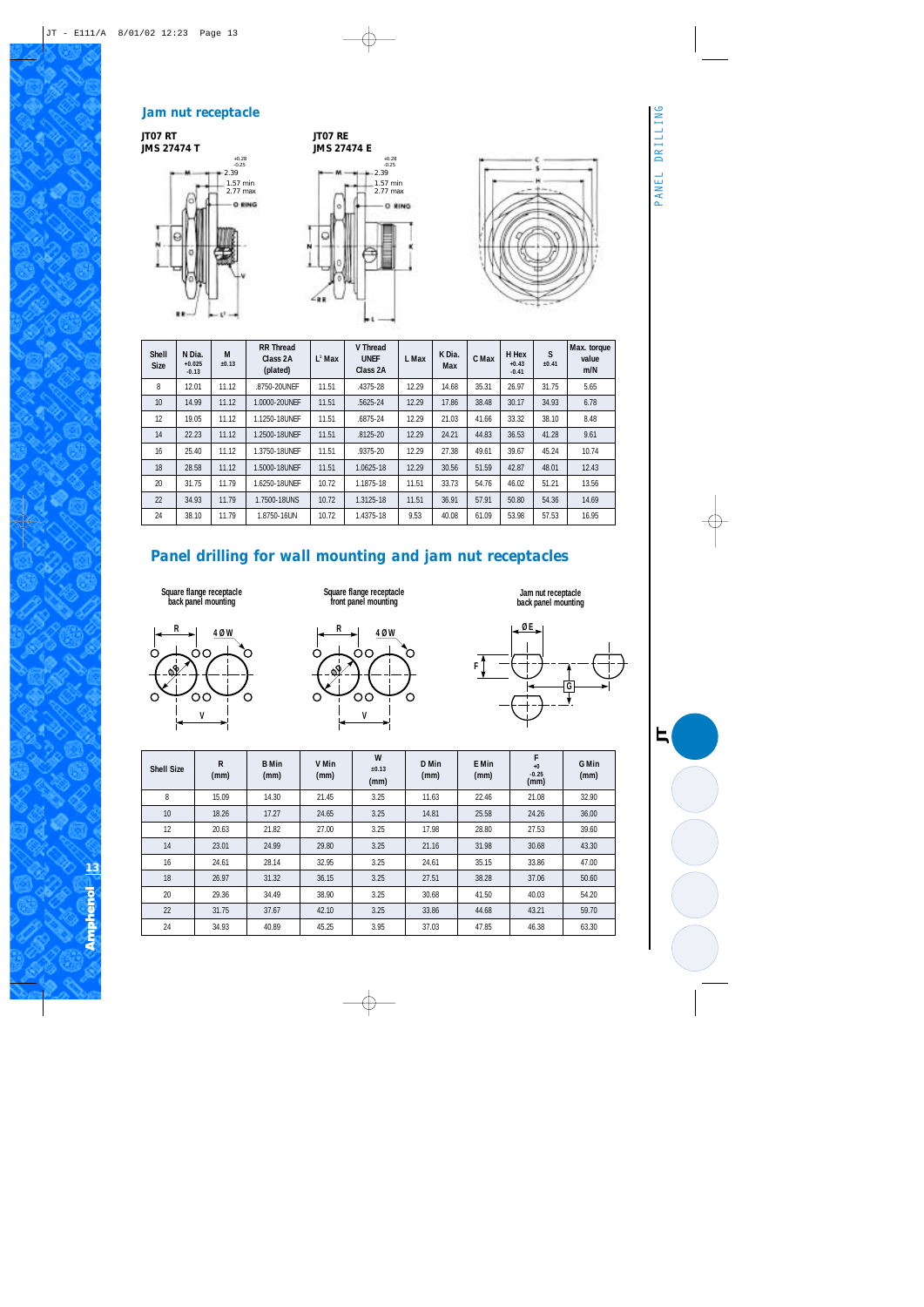## Jam nut receptacle

**JT07 RT**
**JMS 27474 T**

**JT07 RE**
**JMS 27474 E**

| Shell Size | N Dia. +0.025 -0.13 | M ±0.13 | RR Thread Class 2A (plated) | L¹ Max | V Thread UNEF Class 2A | L Max | K Dia. Max | C Max | H Hex +0.43 -0.41 | S ±0.41 | Max. torque value m/N |
|---|---|---|---|---|---|---|---|---|---|---|---|
| 8 | 12.01 | 11.12 | .8750-20UNEF | 11.51 | .4375-28 | 12.29 | 14.68 | 35.31 | 26.97 | 31.75 | 5.65 |
| 10 | 14.99 | 11.12 | 1.0000-20UNEF | 11.51 | .5625-24 | 12.29 | 17.86 | 38.48 | 30.17 | 34.93 | 6.78 |
| 12 | 19.05 | 11.12 | 1.1250-18UNEF | 11.51 | .6875-24 | 12.29 | 21.03 | 41.66 | 33.32 | 38.10 | 8.48 |
| 14 | 22.23 | 11.12 | 1.2500-18UNEF | 11.51 | .8125-20 | 12.29 | 24.21 | 44.83 | 36.53 | 41.28 | 9.61 |
| 16 | 25.40 | 11.12 | 1.3750-18UNEF | 11.51 | .9375-20 | 12.29 | 27.38 | 49.61 | 39.67 | 45.24 | 10.74 |
| 18 | 28.58 | 11.12 | 1.5000-18UNEF | 11.51 | 1.0625-18 | 12.29 | 30.56 | 51.59 | 42.87 | 48.01 | 12.43 |
| 20 | 31.75 | 11.79 | 1.6250-18UNEF | 10.72 | 1.1875-18 | 11.51 | 33.73 | 54.76 | 46.02 | 51.21 | 13.56 |
| 22 | 34.93 | 11.79 | 1.7500-18UNS | 10.72 | 1.3125-18 | 11.51 | 36.91 | 57.91 | 50.80 | 54.36 | 14.69 |
| 24 | 38.10 | 11.79 | 1.8750-16UN | 10.72 | 1.4375-18 | 9.53 | 40.08 | 61.09 | 53.98 | 57.53 | 16.95 |

## Panel drilling for wall mounting and jam nut receptacles

Square flange receptacle back panel mounting

Square flange receptacle front panel mounting

Jam nut receptacle back panel mounting

| Shell Size | R (mm) | B Min (mm) | V Min (mm) | W ±0.13 (mm) | D Min (mm) | E Min (mm) | F +0 -0.25 (mm) | G Min (mm) |
|---|---|---|---|---|---|---|---|---|
| 8 | 15.09 | 14.30 | 21.45 | 3.25 | 11.63 | 22.46 | 21.08 | 32.90 |
| 10 | 18.26 | 17.27 | 24.65 | 3.25 | 14.81 | 25.58 | 24.26 | 36.00 |
| 12 | 20.63 | 21.82 | 27.00 | 3.25 | 17.98 | 28.80 | 27.53 | 39.60 |
| 14 | 23.01 | 24.99 | 29.80 | 3.25 | 21.16 | 31.98 | 30.68 | 43.30 |
| 16 | 24.61 | 28.14 | 32.95 | 3.25 | 24.61 | 35.15 | 33.86 | 47.00 |
| 18 | 26.97 | 31.32 | 36.15 | 3.25 | 27.51 | 38.28 | 37.06 | 50.60 |
| 20 | 29.36 | 34.49 | 38.90 | 3.25 | 30.68 | 41.50 | 40.03 | 54.20 |
| 22 | 31.75 | 37.67 | 42.10 | 3.25 | 33.86 | 44.68 | 43.21 | 59.70 |
| 24 | 34.93 | 40.89 | 45.25 | 3.95 | 37.03 | 47.85 | 46.38 | 63.30 |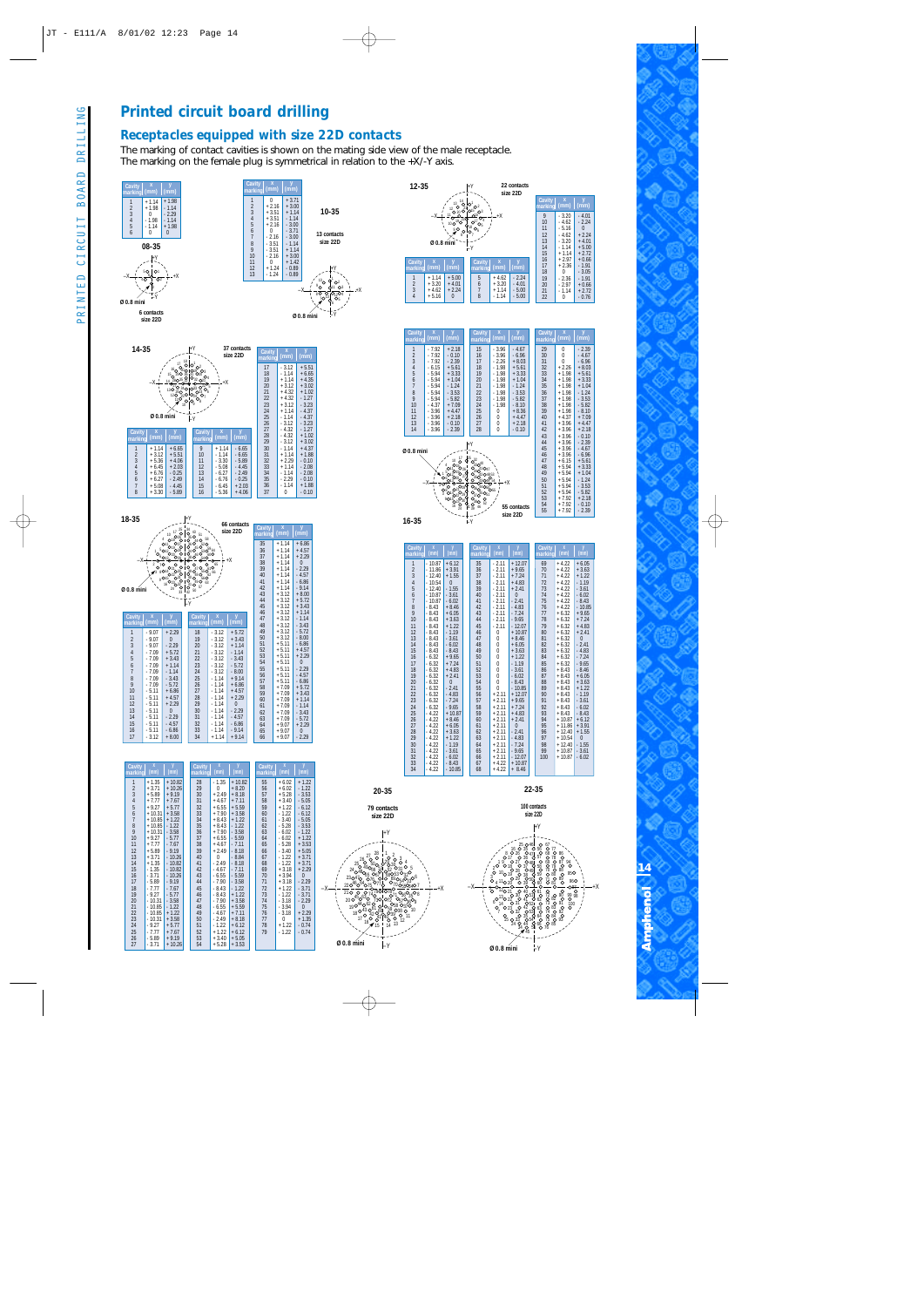# Printed circuit board drilling

## Receptacles equipped with size 22D contacts

The marking of contact cavities is shown on the mating side view of the male receptacle.
The marking on the female plug is symmetrical in relation to the +X/-Y axis.

### 08-35

6 contacts size 22D

Ø 0.8 mini

| Cavity marking | x (mm) | y (mm) |
|---|---|---|
| 1 | + 1.14 | + 1.98 |
| 2 | + 1.98 | - 1.14 |
| 3 | 0 | - 2.29 |
| 4 | - 1.98 | - 1.14 |
| 5 | - 1.14 | + 1.98 |
| 6 | 0 | 0 |

### 10-35

13 contacts size 22D

Ø 0.8 mini

| Cavity marking | x (mm) | y (mm) |
|---|---|---|
| 1 | 0 | + 3.71 |
| 2 | + 2.16 | + 3.00 |
| 3 | + 3.51 | + 1.14 |
| 4 | + 3.51 | - 1.14 |
| 5 | + 2.16 | - 3.00 |
| 6 | 0 | - 3.71 |
| 7 | - 2.16 | - 3.00 |
| 8 | - 3.51 | - 1.14 |
| 9 | - 3.51 | + 1.14 |
| 10 | - 2.16 | + 3.00 |
| 11 | 0 | + 1.42 |
| 12 | + 1.24 | - 0.89 |
| 13 | - 1.24 | - 0.89 |

### 12-35

22 contacts size 22D

Ø 0.8 mini

| Cavity marking | x (mm) | y (mm) |
|---|---|---|
| 1 | + 1.14 | + 5.00 |
| 2 | + 3.20 | + 4.01 |
| 3 | + 4.62 | + 2.24 |
| 4 | + 5.16 | 0 |
| 5 | + 4.62 | - 2.24 |
| 6 | + 3.20 | - 4.01 |
| 7 | + 1.14 | - 5.00 |
| 8 | - 1.14 | - 5.00 |
| 9 | - 3.20 | - 4.01 |
| 10 | - 4.62 | - 2.24 |
| 11 | - 5.16 | 0 |
| 12 | - 4.62 | + 2.24 |
| 13 | - 3.20 | + 4.01 |
| 14 | - 1.14 | + 5.00 |
| 15 | + 1.14 | + 2.72 |
| 16 | + 2.97 | + 0.66 |
| 17 | + 2.36 | - 1.91 |
| 18 | 0 | - 3.05 |
| 19 | - 2.36 | - 1.91 |
| 20 | - 2.97 | + 0.66 |
| 21 | - 1.14 | + 2.72 |
| 22 | 0 | - 0.76 |

### 14-35

37 contacts size 22D

Ø 0.8 mini

| Cavity marking | x (mm) | y (mm) |
|---|---|---|
| 1 | + 1.14 | + 6.65 |
| 2 | + 3.12 | + 5.51 |
| 3 | + 5.36 | + 4.06 |
| 4 | + 6.45 | + 2.03 |
| 5 | + 6.76 | - 0.25 |
| 6 | + 6.27 | - 2.49 |
| 7 | + 5.08 | - 4.45 |
| 8 | + 3.30 | - 5.89 |
| 9 | + 1.14 | - 6.65 |
| 10 | - 1.14 | - 6.65 |
| 11 | - 3.30 | - 5.89 |
| 12 | - 5.08 | - 4.45 |
| 13 | - 6.27 | - 2.49 |
| 14 | - 6.76 | - 0.25 |
| 15 | - 6.45 | + 2.03 |
| 16 | - 5.36 | + 4.06 |
| 17 | - 3.12 | + 5.51 |
| 18 | - 1.14 | + 6.65 |
| 19 | + 1.14 | + 4.35 |
| 20 | + 3.12 | + 3.02 |
| 21 | + 4.32 | + 1.02 |
| 22 | + 4.32 | - 1.27 |
| 23 | + 3.12 | - 3.23 |
| 24 | + 1.14 | - 4.37 |
| 25 | - 1.14 | - 4.37 |
| 26 | - 3.12 | - 3.23 |
| 27 | - 4.32 | - 1.27 |
| 28 | - 4.32 | + 1.02 |
| 29 | - 3.12 | + 3.02 |
| 30 | - 1.14 | + 4.37 |
| 31 | + 1.14 | + 1.88 |
| 32 | + 2.29 | - 0.10 |
| 33 | + 1.14 | - 2.08 |
| 34 | - 1.14 | - 2.08 |
| 35 | - 2.29 | - 0.10 |
| 36 | - 1.14 | + 1.88 |
| 37 | 0 | - 0.10 |

### 16-35

55 contacts size 22D

Ø 0.8 mini

| Cavity marking | x (mm) | y (mm) |
|---|---|---|
| 1 | - 7.92 | + 2.18 |
| 2 | - 7.92 | - 0.10 |
| 3 | - 7.92 | - 2.39 |
| 4 | - 6.15 | + 5.61 |
| 5 | - 5.94 | + 3.33 |
| 6 | - 5.94 | + 1.04 |
| 7 | - 5.94 | - 1.24 |
| 8 | - 5.94 | - 3.53 |
| 9 | - 5.94 | - 5.82 |
| 10 | - 4.37 | + 7.09 |
| 11 | - 3.96 | + 4.47 |
| 12 | - 3.96 | + 2.18 |
| 13 | - 3.96 | - 0.10 |
| 14 | - 3.96 | - 2.39 |
| 15 | - 3.96 | - 4.67 |
| 16 | - 3.96 | - 6.96 |
| 17 | - 2.26 | + 8.03 |
| 18 | - 1.98 | + 5.61 |
| 19 | - 1.98 | + 3.33 |
| 20 | - 1.98 | + 1.04 |
| 21 | - 1.98 | - 1.24 |
| 22 | - 1.98 | - 3.53 |
| 23 | - 1.98 | - 5.82 |
| 24 | - 1.98 | - 8.10 |
| 25 | 0 | + 8.36 |
| 26 | 0 | + 4.47 |
| 27 | 0 | + 2.18 |
| 28 | 0 | - 0.10 |
| 29 | 0 | - 2.39 |
| 30 | 0 | - 4.67 |
| 31 | 0 | - 6.96 |
| 32 | + 2.26 | + 8.03 |
| 33 | + 1.98 | + 5.61 |
| 34 | + 1.98 | + 3.33 |
| 35 | + 1.98 | + 1.04 |
| 36 | + 1.98 | - 1.24 |
| 37 | + 1.98 | - 3.53 |
| 38 | + 1.98 | - 5.82 |
| 39 | + 1.98 | - 8.10 |
| 40 | + 4.37 | + 7.09 |
| 41 | + 3.96 | + 4.47 |
| 42 | + 3.96 | + 2.18 |
| 43 | + 3.96 | - 0.10 |
| 44 | + 3.96 | - 2.39 |
| 45 | + 3.96 | - 4.67 |
| 46 | + 3.96 | - 6.96 |
| 47 | + 6.15 | + 5.61 |
| 48 | + 5.94 | + 3.33 |
| 49 | + 5.94 | + 1.04 |
| 50 | + 5.94 | - 1.24 |
| 51 | + 5.94 | - 3.53 |
| 52 | + 5.94 | - 5.82 |
| 53 | + 7.92 | + 2.18 |
| 54 | + 7.92 | - 0.10 |
| 55 | + 7.92 | - 2.39 |

### 18-35

66 contacts size 22D

Ø 0.8 mini

| Cavity marking | x (mm) | y (mm) |
|---|---|---|
| 1 | - 9.07 | + 2.29 |
| 2 | - 9.07 | 0 |
| 3 | - 9.07 | - 2.29 |
| 4 | - 7.09 | + 5.72 |
| 5 | - 7.09 | + 3.43 |
| 6 | - 7.09 | + 1.14 |
| 7 | - 7.09 | - 1.14 |
| 8 | - 7.09 | - 3.43 |
| 9 | - 7.09 | - 5.72 |
| 10 | - 5.11 | + 6.86 |
| 11 | - 5.11 | + 4.57 |
| 12 | - 5.11 | + 2.29 |
| 13 | - 5.11 | 0 |
| 14 | - 5.11 | - 2.29 |
| 15 | - 5.11 | - 4.57 |
| 16 | - 5.11 | - 6.86 |
| 17 | - 3.12 | + 8.00 |
| 18 | - 3.12 | + 5.72 |
| 19 | - 3.12 | + 3.43 |
| 20 | - 3.12 | + 1.14 |
| 21 | - 3.12 | - 1.14 |
| 22 | - 3.12 | - 3.43 |
| 23 | - 3.12 | - 5.72 |
| 24 | - 3.12 | - 8.00 |
| 25 | - 1.14 | + 9.14 |
| 26 | - 1.14 | + 6.86 |
| 27 | - 1.14 | + 4.57 |
| 28 | - 1.14 | + 2.29 |
| 29 | - 1.14 | 0 |
| 30 | - 1.14 | - 2.29 |
| 31 | - 1.14 | - 4.57 |
| 32 | - 1.14 | - 6.86 |
| 33 | - 1.14 | - 9.14 |
| 34 | + 1.14 | + 9.14 |
| 35 | + 1.14 | + 6.86 |
| 36 | + 1.14 | + 4.57 |
| 37 | + 1.14 | + 2.29 |
| 38 | + 1.14 | 0 |
| 39 | + 1.14 | - 2.29 |
| 40 | + 1.14 | - 4.57 |
| 41 | + 1.14 | - 6.86 |
| 42 | + 1.14 | - 9.14 |
| 43 | + 3.12 | + 8.00 |
| 44 | + 3.12 | + 5.72 |
| 45 | + 3.12 | + 3.43 |
| 46 | + 3.12 | + 1.14 |
| 47 | + 3.12 | - 1.14 |
| 48 | + 3.12 | - 3.43 |
| 49 | + 3.12 | - 5.72 |
| 50 | + 3.12 | - 8.00 |
| 51 | + 5.11 | + 6.86 |
| 52 | + 5.11 | + 4.57 |
| 53 | + 5.11 | + 2.29 |
| 54 | + 5.11 | 0 |
| 55 | + 5.11 | - 2.29 |
| 56 | + 5.11 | - 4.57 |
| 57 | + 5.11 | - 6.86 |
| 58 | + 7.09 | + 5.72 |
| 59 | + 7.09 | + 3.43 |
| 60 | + 7.09 | + 1.14 |
| 61 | + 7.09 | - 1.14 |
| 62 | + 7.09 | - 3.43 |
| 63 | + 7.09 | - 5.72 |
| 64 | + 9.07 | + 2.29 |
| 65 | + 9.07 | 0 |
| 66 | + 9.07 | - 2.29 |

### 20-35

79 contacts size 22D

Ø 0.8 mini

| Cavity marking | x (mm) | y (mm) |
|---|---|---|
| 1 | + 1.35 | + 10.82 |
| 2 | + 3.71 | + 10.26 |
| 3 | + 5.89 | + 9.19 |
| 4 | + 7.77 | + 7.67 |
| 5 | + 9.27 | + 5.77 |
| 6 | + 10.31 | + 3.58 |
| 7 | + 10.85 | + 1.22 |
| 8 | + 10.85 | - 1.22 |
| 9 | + 10.31 | - 3.58 |
| 10 | + 9.27 | - 5.77 |
| 11 | + 7.77 | - 7.67 |
| 12 | + 5.89 | - 9.19 |
| 13 | + 3.71 | - 10.26 |
| 14 | + 1.35 | - 10.82 |
| 15 | - 1.35 | - 10.82 |
| 16 | - 3.71 | - 10.26 |
| 17 | - 5.89 | - 9.19 |
| 18 | - 7.77 | - 7.67 |
| 19 | - 9.27 | - 5.77 |
| 20 | - 10.31 | - 3.58 |
| 21 | - 10.85 | - 1.22 |
| 22 | - 10.85 | + 1.22 |
| 23 | - 10.31 | + 3.58 |
| 24 | - 9.27 | + 5.77 |
| 25 | - 7.77 | + 7.67 |
| 26 | - 5.89 | + 9.19 |
| 27 | - 3.71 | + 10.26 |
| 28 | - 1.35 | + 10.82 |
| 29 | 0 | + 8.20 |
| 30 | + 2.49 | + 8.18 |
| 31 | + 4.67 | + 7.11 |
| 32 | + 6.55 | + 5.59 |
| 33 | + 7.90 | + 3.58 |
| 34 | + 8.43 | + 1.22 |
| 35 | + 8.43 | - 1.22 |
| 36 | + 7.90 | - 3.58 |
| 37 | + 6.55 | - 5.59 |
| 38 | + 4.67 | - 7.11 |
| 39 | + 2.49 | - 8.18 |
| 40 | 0 | - 8.84 |
| 41 | - 2.49 | - 8.18 |
| 42 | - 4.67 | - 7.11 |
| 43 | - 6.55 | - 5.59 |
| 44 | - 7.90 | - 3.58 |
| 45 | - 8.43 | - 1.22 |
| 46 | - 8.43 | + 1.22 |
| 47 | - 7.90 | + 3.58 |
| 48 | - 6.55 | + 5.59 |
| 49 | - 4.67 | + 7.11 |
| 50 | - 2.49 | + 8.18 |
| 51 | - 1.22 | + 6.12 |
| 52 | + 1.22 | + 6.12 |
| 53 | + 3.40 | + 5.05 |
| 54 | + 5.28 | + 3.53 |
| 55 | + 6.02 | + 1.22 |
| 56 | + 6.02 | - 1.22 |
| 57 | + 5.28 | - 3.53 |
| 58 | + 3.40 | - 5.05 |
| 59 | + 1.22 | - 6.12 |
| 60 | - 1.22 | - 6.12 |
| 61 | - 3.40 | - 5.05 |
| 62 | - 5.28 | - 3.53 |
| 63 | - 6.02 | - 1.22 |
| 64 | - 6.02 | + 1.22 |
| 65 | - 5.28 | + 3.53 |
| 66 | - 3.40 | + 5.05 |
| 67 | - 1.22 | + 3.71 |
| 68 | + 1.22 | + 3.71 |
| 69 | + 3.18 | + 2.29 |
| 70 | + 3.94 | 0 |
| 71 | + 3.18 | - 2.29 |
| 72 | + 1.22 | - 3.71 |
| 73 | - 1.22 | - 3.71 |
| 74 | - 3.18 | - 2.29 |
| 75 | - 3.94 | 0 |
| 76 | - 3.18 | + 2.29 |
| 77 | 0 | + 1.35 |
| 78 | + 1.22 | - 0.74 |
| 79 | - 1.22 | - 0.74 |

### 22-35

100 contacts size 22D

Ø 0.8 mini

| Cavity marking | x (mm) | y (mm) |
|---|---|---|
| 1 | - 10.87 | + 6.12 |
| 2 | - 11.86 | + 3.91 |
| 3 | - 12.40 | + 1.55 |
| 4 | - 10.54 | 0 |
| 5 | - 12.40 | - 1.55 |
| 6 | - 10.87 | - 3.61 |
| 7 | - 10.87 | - 6.02 |
| 8 | - 8.43 | + 8.46 |
| 9 | - 8.43 | + 6.05 |
| 10 | - 8.43 | + 3.63 |
| 11 | - 8.43 | + 1.22 |
| 12 | - 8.43 | - 1.19 |
| 13 | - 8.43 | - 3.61 |
| 14 | - 8.43 | - 6.02 |
| 15 | - 8.43 | - 8.43 |
| 16 | - 6.32 | + 9.65 |
| 17 | - 6.32 | + 7.24 |
| 18 | - 6.32 | + 4.83 |
| 19 | - 6.32 | + 2.41 |
| 20 | - 6.32 | 0 |
| 21 | - 6.32 | - 2.41 |
| 22 | - 6.32 | - 4.83 |
| 23 | - 6.32 | - 7.24 |
| 24 | - 6.32 | - 9.65 |
| 25 | - 4.22 | + 10.87 |
| 26 | - 4.22 | + 8.46 |
| 27 | - 4.22 | + 6.05 |
| 28 | - 4.22 | + 3.63 |
| 29 | - 4.22 | + 1.22 |
| 30 | - 4.22 | - 1.19 |
| 31 | - 4.22 | - 3.61 |
| 32 | - 4.22 | - 6.02 |
| 33 | - 4.22 | - 8.43 |
| 34 | - 4.22 | - 10.85 |
| 35 | - 2.11 | + 12.07 |
| 36 | - 2.11 | + 9.65 |
| 37 | - 2.11 | + 7.24 |
| 38 | - 2.11 | + 4.83 |
| 39 | - 2.11 | + 2.41 |
| 40 | - 2.11 | 0 |
| 41 | - 2.11 | - 2.41 |
| 42 | - 2.11 | - 4.83 |
| 43 | - 2.11 | - 7.24 |
| 44 | - 2.11 | - 9.65 |
| 45 | - 2.11 | - 12.07 |
| 46 | 0 | + 10.87 |
| 47 | 0 | + 8.46 |
| 48 | 0 | + 6.05 |
| 49 | 0 | + 3.63 |
| 50 | 0 | + 1.22 |
| 51 | 0 | - 1.19 |
| 52 | 0 | - 3.61 |
| 53 | 0 | - 6.02 |
| 54 | 0 | - 8.43 |
| 55 | 0 | - 10.85 |
| 56 | + 2.11 | + 12.07 |
| 57 | + 2.11 | + 9.65 |
| 58 | + 2.11 | + 7.24 |
| 59 | + 2.11 | + 4.83 |
| 60 | + 2.11 | + 2.41 |
| 61 | + 2.11 | 0 |
| 62 | + 2.11 | - 2.41 |
| 63 | + 2.11 | - 4.83 |
| 64 | + 2.11 | - 7.24 |
| 65 | + 2.11 | - 9.65 |
| 66 | + 2.11 | - 12.07 |
| 67 | + 4.22 | + 10.87 |
| 68 | + 4.22 | + 8.46 |
| 69 | + 4.22 | + 6.05 |
| 70 | + 4.22 | + 3.63 |
| 71 | + 4.22 | + 1.22 |
| 72 | + 4.22 | - 1.19 |
| 73 | + 4.22 | - 3.61 |
| 74 | + 4.22 | - 6.02 |
| 75 | + 4.22 | - 8.43 |
| 76 | + 4.22 | - 10.85 |
| 77 | + 6.32 | + 9.65 |
| 78 | + 6.32 | + 7.24 |
| 79 | + 6.32 | + 4.83 |
| 80 | + 6.32 | + 2.41 |
| 81 | + 6.32 | 0 |
| 82 | + 6.32 | - 2.41 |
| 83 | + 6.32 | - 4.83 |
| 84 | + 6.32 | - 7.24 |
| 85 | + 6.32 | - 9.65 |
| 86 | + 8.43 | + 8.46 |
| 87 | + 8.43 | + 6.05 |
| 88 | + 8.43 | + 3.63 |
| 89 | + 8.43 | + 1.22 |
| 90 | + 8.43 | - 1.19 |
| 91 | + 8.43 | - 3.61 |
| 92 | + 8.43 | - 6.02 |
| 93 | + 8.43 | - 8.43 |
| 94 | + 10.87 | + 6.12 |
| 95 | + 11.86 | + 3.91 |
| 96 | + 12.40 | + 1.55 |
| 97 | + 10.54 | 0 |
| 98 | + 12.40 | - 1.55 |
| 99 | + 10.87 | - 3.61 |
| 100 | + 10.87 | - 6.02 |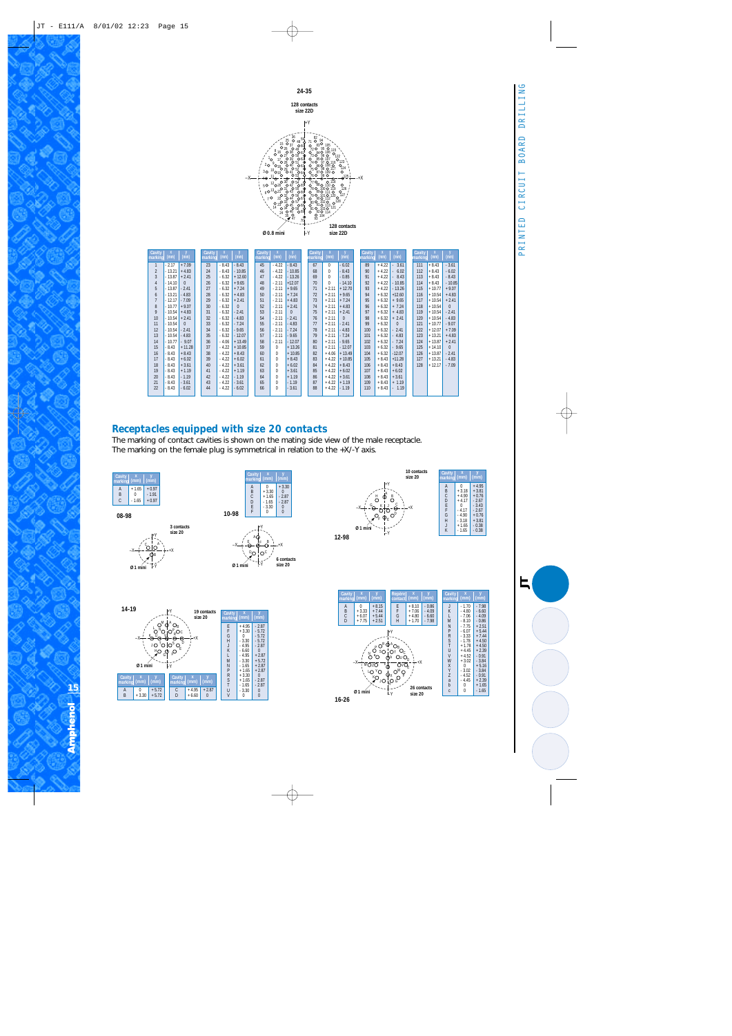## 24-35

128 contacts size 22D

Ø 0.8 mini

| Cavity marking | x (mm) | y (mm) | Cavity marking | x (mm) | y (mm) | Cavity marking | x (mm) | y (mm) | Cavity marking | x (mm) | y (mm) | Cavity marking | x (mm) | y (mm) | Cavity marking | x (mm) | y (mm) |
|---|---|---|---|---|---|---|---|---|---|---|---|---|---|---|---|---|---|
| 1 | - 2.17 | + 7.09 | 23 | - 8.43 | - 8.43 | 45 | - 4.22 | - 8.43 | 67 | 0 | - 6.02 | 89 | + 4.22 | - 3.61 | 111 | + 8.43 | - 3.61 |
| 2 | - 13.21 | + 4.83 | 24 | - 8.43 | - 10.85 | 46 | - 4.22 | - 10.85 | 68 | 0 | - 8.43 | 90 | + 4.22 | - 6.02 | 112 | + 8.43 | - 6.02 |
| 3 | - 13.87 | + 2.41 | 25 | - 6.32 | + 12.60 | 47 | - 4.22 | - 13.26 | 69 | 0 | - 0.85 | 91 | + 4.22 | - 8.43 | 113 | + 8.43 | - 8.43 |
| 4 | - 14.10 | 0 | 26 | - 6.32 | + 9.65 | 48 | - 2.11 | +12.07 | 70 | 0 | - 14.10 | 92 | + 4.22 | - 10.85 | 114 | + 8.43 | - 10.85 |
| 5 | - 13.87 | - 2.41 | 27 | - 6.32 | + 7.24 | 49 | - 2.11 | + 9.65 | 71 | + 2.11 | + 12.70 | 93 | + 4.22 | - 13.26 | 115 | + 10.77 | + 9.07 |
| 6 | - 13.21 | - 4.83 | 28 | - 6.32 | + 4.83 | 50 | - 2.11 | + 7.24 | 72 | + 2.11 | + 9.65 | 94 | + 6.32 | +12.60 | 116 | + 10.54 | + 4.83 |
| 7 | - 12.17 | - 7.09 | 29 | - 6.32 | + 2.41 | 51 | - 2.11 | + 4.83 | 73 | + 2.11 | + 7.24 | 95 | + 6.32 | + 9.65 | 117 | + 10.54 | + 2.41 |
| 8 | - 10.77 | + 9.07 | 30 | - 6.32 | 0 | 52 | - 2.11 | + 2.41 | 74 | + 2.11 | + 4.83 | 96 | + 6.32 | + 7.24 | 118 | + 10.54 | 0 |
| 9 | - 10.54 | + 4.83 | 31 | - 6.32 | - 2.41 | 53 | - 2.11 | 0 | 75 | + 2.11 | + 2.41 | 97 | + 6.32 | + 4.83 | 119 | + 10.54 | - 2.41 |
| 10 | - 10.54 | + 2.41 | 32 | - 6.32 | - 4.83 | 54 | - 2.11 | - 2.41 | 76 | + 2.11 | 0 | 98 | + 6.32 | + 2.41 | 120 | + 10.54 | - 4.83 |
| 11 | - 10.54 | 0 | 33 | - 6.32 | - 7.24 | 55 | - 2.11 | - 4.83 | 77 | + 2.11 | - 2.41 | 99 | + 6.32 | 0 | 121 | + 10.77 | - 9.07 |
| 12 | - 10.54 | - 2.41 | 34 | - 6.32 | - 9.65 | 56 | - 2.11 | - 7.24 | 78 | + 2.11 | - 4.83 | 100 | + 6.32 | - 2.41 | 122 | + 12.07 | + 7.09 |
| 13 | - 10.54 | - 4.83 | 35 | - 6.32 | - 12.07 | 57 | - 2.11 | - 9.65 | 79 | + 2.11 | - 7.24 | 101 | + 6.32 | - 4.83 | 123 | + 13.21 | + 4.83 |
| 14 | - 10.77 | - 9.07 | 36 | - 4.06 | + 13.49 | 58 | - 2.11 | - 12.07 | 80 | + 2.11 | - 9.65 | 102 | + 6.32 | - 7.24 | 124 | + 13.87 | + 2.41 |
| 15 | - 8.43 | + 11.28 | 37 | - 4.22 | + 10.85 | 59 | 0 | + 13.26 | 81 | + 2.11 | - 12.07 | 103 | + 6.32 | - 9.65 | 125 | + 14.10 | 0 |
| 16 | - 8.43 | + 8.43 | 38 | - 4.22 | + 8.43 | 60 | 0 | + 10.85 | 82 | + 4.06 | + 13.49 | 104 | + 6.32 | - 12.07 | 126 | + 13.87 | - 2.41 |
| 17 | - 8.43 | + 6.02 | 39 | - 4.22 | + 6.02 | 61 | 0 | + 8.43 | 83 | + 4.22 | + 10.85 | 105 | + 8.43 | + 11.28 | 127 | + 13.21 | - 4.83 |
| 18 | - 8.43 | + 3.61 | 40 | - 4.22 | + 3.61 | 62 | 0 | + 6.02 | 84 | + 4.22 | + 8.43 | 106 | + 8.43 | + 8.43 | 128 | + 12.17 | - 7.09 |
| 19 | - 8.43 | + 1.19 | 41 | - 4.22 | + 1.19 | 63 | 0 | + 3.61 | 85 | + 4.22 | + 6.02 | 107 | + 8.43 | + 6.02 | | | |
| 20 | - 8.43 | - 1.19 | 42 | - 4.22 | - 1.19 | 64 | 0 | + 1.19 | 86 | + 4.22 | + 3.61 | 108 | + 8.43 | + 3.61 | | | |
| 21 | - 8.43 | - 3.61 | 43 | - 4.22 | - 3.61 | 65 | 0 | - 1.19 | 87 | + 4.22 | + 1.19 | 109 | + 8.43 | + 1.19 | | | |
| 22 | - 8.43 | - 6.02 | 44 | - 4.22 | - 6.02 | 66 | 0 | - 3.61 | 88 | + 4.22 | - 1.19 | 110 | + 8.43 | - 1.19 | | | |

## Receptacles equipped with size 20 contacts

The marking of contact cavities is shown on the mating side view of the male receptacle.
The marking on the female plug is symmetrical in relation to the +X/-Y axis.

### 08-98

3 contacts size 20

Ø 1 mini

| Cavity marking | x (mm) | y (mm) |
|---|---|---|
| A | + 1.65 | + 0.97 |
| B | 0 | - 1.91 |
| C | - 1.65 | + 0.97 |

### 10-98

6 contacts size 20

Ø 1 mini

| Cavity marking | x (mm) | y (mm) |
|---|---|---|
| A | 0 | + 3.30 |
| B | + 3.30 | 0 |
| C | + 1.65 | - 2.87 |
| D | - 1.65 | - 2.87 |
| E | - 3.30 | 0 |
| F | 0 | 0 |

### 12-98

10 contacts size 20

Ø 1 mini

| Cavity marking | x (mm) | y (mm) |
|---|---|---|
| A | 0 | + 4.95 |
| B | + 3.18 | + 3.81 |
| C | + 4.90 | + 0.76 |
| D | + 4.17 | - 2.67 |
| E | 0 | - 3.43 |
| F | - 4.17 | - 2.67 |
| G | - 4.90 | + 0.76 |
| H | - 3.18 | + 3.81 |
| J | + 1.65 | - 0.38 |
| K | - 1.65 | - 0.38 |

### 14-19

19 contacts size 20

Ø 1 mini

| Cavity marking | x (mm) | y (mm) |
|---|---|---|
| A | 0 | + 5.72 |
| B | + 3.30 | + 5.72 |
| C | + 4.95 | + 2.87 |
| D | + 6.60 | 0 |
| E | + 4.95 | - 2.87 |
| F | + 3.30 | - 5.72 |
| G | 0 | - 5.72 |
| H | - 3.30 | - 5.72 |
| J | - 4.95 | - 2.87 |
| K | - 6.60 | 0 |
| L | - 4.95 | + 2.87 |
| M | - 3.30 | + 5.72 |
| N | - 1.65 | + 2.87 |
| P | + 1.65 | + 2.87 |
| R | + 3.30 | 0 |
| S | + 1.65 | - 2.87 |
| T | - 1.65 | - 2.87 |
| U | - 3.30 | 0 |
| V | 0 | 0 |

### 16-26

26 contacts size 20

Ø 1 mini

| Cavity marking | x (mm) | y (mm) |
|---|---|---|
| A | 0 | + 8.15 |
| B | + 3.33 | + 7.44 |
| C | + 6.07 | + 5.44 |
| D | + 7.75 | + 2.51 |
| E | + 8.10 | - 0.86 |
| F | + 7.06 | - 4.09 |
| G | + 4.80 | - 6.60 |
| H | + 1.70 | - 7.98 |
| J | - 1.70 | - 7.98 |
| K | - 4.80 | - 6.60 |
| L | - 7.06 | - 4.09 |
| M | - 8.10 | - 0.86 |
| N | - 7.75 | + 2.51 |
| P | - 6.07 | + 5.44 |
| R | - 3.33 | + 7.44 |
| S | - 1.78 | + 4.50 |
| T | + 1.78 | + 4.50 |
| U | + 4.45 | + 2.39 |
| V | + 4.52 | - 0.91 |
| W | + 3.02 | - 3.84 |
| X | 0 | - 5.16 |
| Y | - 3.02 | - 3.84 |
| Z | - 4.52 | - 0.91 |
| a | - 4.45 | + 2.39 |
| b | 0 | + 1.65 |
| c | 0 | - 1.65 |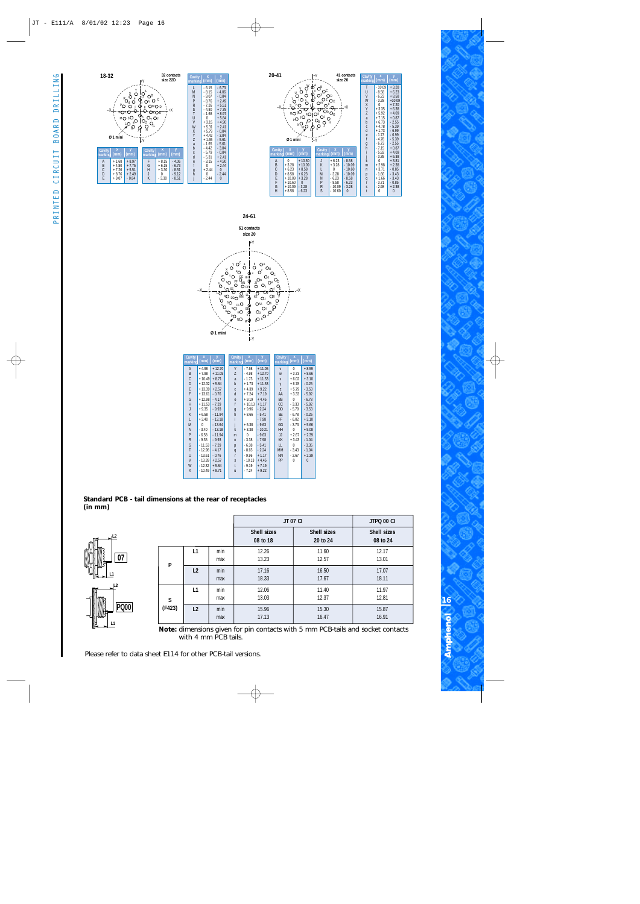## 18-32

32 contacts size 22D

Ø 1 mini

| Cavity marking | x (mm) | y (mm) |
|---|---|---|
| A | + 1.68 | + 8.97 |
| B | + 4.80 | + 7.75 |
| C | + 7.26 | + 5.51 |
| D | + 8.76 | + 2.49 |
| E | + 9.07 | - 0.84 |
| F | + 8.15 | - 4.06 |
| G | + 6.15 | - 6.73 |
| H | + 3.30 | - 8.51 |
| J | 0 | - 9.12 |
| K | - 3.30 | - 8.51 |
| L | - 6.15 | - 6.73 |
| M | - 8.15 | - 4.06 |
| N | - 9.07 | - 0.84 |
| P | - 8.76 | + 2.49 |
| R | - 7.26 | + 5.51 |
| S | - 4.80 | + 7.75 |
| T | - 1.68 | + 8.97 |
| U | 0 | + 5.84 |
| V | + 3.15 | + 4.90 |
| W | + 5.31 | + 2.41 |
| X | + 5.70 | - 0.84 |
| Y | + 4.42 | - 3.84 |
| Z | + 1.65 | - 5.61 |
| a | - 1.65 | - 5.61 |
| b | - 4.42 | - 3.84 |
| c | - 5.79 | - 0.84 |
| d | - 5.31 | + 2.41 |
| e | - 3.15 | + 4.90 |
| f | 0 | + 2.44 |
| g | + 2.44 | 0 |
| h | 0 | - 2.44 |
| j | - 2.44 | 0 |

## 20-41

41 contacts size 20

Ø 1 mini

| Cavity marking | x (mm) | y (mm) |
|---|---|---|
| A | 0 | + 10.60 |
| B | + 3.28 | + 10.09 |
| C | + 6.23 | + 8.58 |
| D | + 8.58 | + 6.23 |
| E | + 10.09 | + 3.28 |
| F | + 10.60 | 0 |
| G | + 10.09 | - 3.28 |
| H | + 8.58 | - 6.23 |
| J | + 6.23 | - 8.58 |
| K | + 3.28 | - 10.09 |
| L | 0 | - 10.60 |
| M | - 3.28 | - 10.09 |
| N | - 6.23 | - 8.58 |
| P | - 8.58 | - 6.23 |
| R | - 10.09 | - 3.28 |
| S | - 10.60 | 0 |
| T | - 10.09 | + 3.28 |
| U | - 8.58 | + 6.23 |
| V | - 6.23 | + 8.58 |
| W | - 3.28 | + 10.09 |
| X | 0 | + 7.20 |
| Y | + 3.35 | + 6.38 |
| Z | + 5.92 | + 4.09 |
| a | + 7.15 | + 0.87 |
| b | + 6.73 | - 2.55 |
| c | + 4.78 | - 5.39 |
| d | + 1.73 | - 6.99 |
| e | - 1.73 | - 6.99 |
| f | - 4.78 | - 5.39 |
| g | - 6.73 | - 2.55 |
| h | - 7.15 | + 0.87 |
| i | - 5.92 | + 4.09 |
| j | - 3.35 | + 6.38 |
| k | 0 | + 3.81 |
| m | + 2.98 | + 2.38 |
| n | + 3.71 | - 0.85 |
| p | + 1.66 | - 3.43 |
| q | - 1.66 | - 3.43 |
| r | - 3.71 | - 0.85 |
| s | - 2.98 | + 2.38 |
| t | 0 | 0 |

## 24-61

61 contacts size 20

Ø 1 mini

| Cavity marking | x (mm) | y (mm) |
|---|---|---|
| A | + 4.98 | + 12.70 |
| B | + 7.98 | + 11.05 |
| C | + 10.49 | + 8.71 |
| D | + 12.32 | + 5.84 |
| E | + 13.39 | + 2.57 |
| F | + 13.61 | - 0.76 |
| G | + 12.98 | - 4.17 |
| H | + 11.53 | - 7.29 |
| J | + 9.35 | - 9.93 |
| K | + 6.58 | - 11.94 |
| L | + 3.40 | - 13.18 |
| M | 0 | - 13.64 |
| N | - 3.40 | - 13.18 |
| P | - 6.58 | - 11.94 |
| R | - 9.35 | - 9.93 |
| S | - 11.53 | - 7.29 |
| T | - 12.98 | - 4.17 |
| U | - 13.61 | - 0.76 |
| V | - 13.39 | + 2.57 |
| W | - 12.32 | + 5.84 |
| X | - 10.49 | + 8.71 |
| Y | - 7.98 | + 11.05 |
| Z | - 4.98 | + 12.70 |
| a | - 1.73 | + 11.53 |
| b | + 1.73 | + 11.53 |
| c | + 4.39 | + 9.22 |
| d | + 7.24 | + 7.19 |
| e | + 9.19 | + 4.45 |
| f | + 10.13 | + 1.17 |
| g | + 9.96 | - 2.24 |
| h | + 8.66 | - 5.41 |
| i | | - 7.98 |
| j | + 6.38 | - 9.63 |
| k | + 3.38 | - 10.21 |
| m | 0 | - 9.63 |
| n | - 3.38 | - 7.98 |
| p | - 6.38 | - 5.41 |
| q | - 8.65 | - 2.24 |
| r | - 9.96 | + 1.17 |
| s | - 10.13 | + 4.45 |
| t | - 9.19 | + 7.19 |
| u | - 7.24 | + 9.22 |
| v | 0 | + 8.59 |
| w | + 3.73 | + 8.66 |
| x | + 6.02 | + 3.10 |
| y | + 6.78 | - 0.25 |
| z | + 5.79 | - 3.53 |
| AA | + 3.33 | - 5.92 |
| BB | 0 | - 6.78 |
| CC | - 3.33 | - 5.92 |
| DD | - 5.79 | - 3.53 |
| EE | - 6.78 | - 0.25 |
| FF | - 6.02 | + 3.10 |
| GG | - 3.73 | + 5.66 |
| HH | 0 | + 5.08 |
| JJ | + 2.67 | + 2.39 |
| KK | + 3.43 | - 1.04 |
| LL | 0 | - 3.35 |
| MM | - 3.43 | - 1.04 |
| NN | - 2.67 | + 2.39 |
| PP | 0 | 0 |

**Standard PCB - tail dimensions at the rear of receptacles (in mm)**

| | | | JT 07 CI | | JTPQ 00 CI |
|---|---|---|---|---|---|
| | | | Shell sizes 08 to 18 | Shell sizes 20 to 24 | Shell sizes 08 to 24 |
| P | L1 | min | 12.26 | 11.60 | 12.17 |
| | | max | 13.23 | 12.57 | 13.01 |
| | L2 | min | 17.16 | 16.50 | 17.07 |
| | | max | 18.33 | 17.67 | 18.11 |
| S (F423) | L1 | min | 12.06 | 11.40 | 11.97 |
| | | max | 13.03 | 12.37 | 12.81 |
| | L2 | min | 15.96 | 15.30 | 15.87 |
| | | max | 17.13 | 16.47 | 16.91 |

**Note:** dimensions given for pin contacts with 5 mm PCB-tails and socket contacts with 4 mm PCB tails.

Please refer to data sheet E114 for other PCB-tail versions.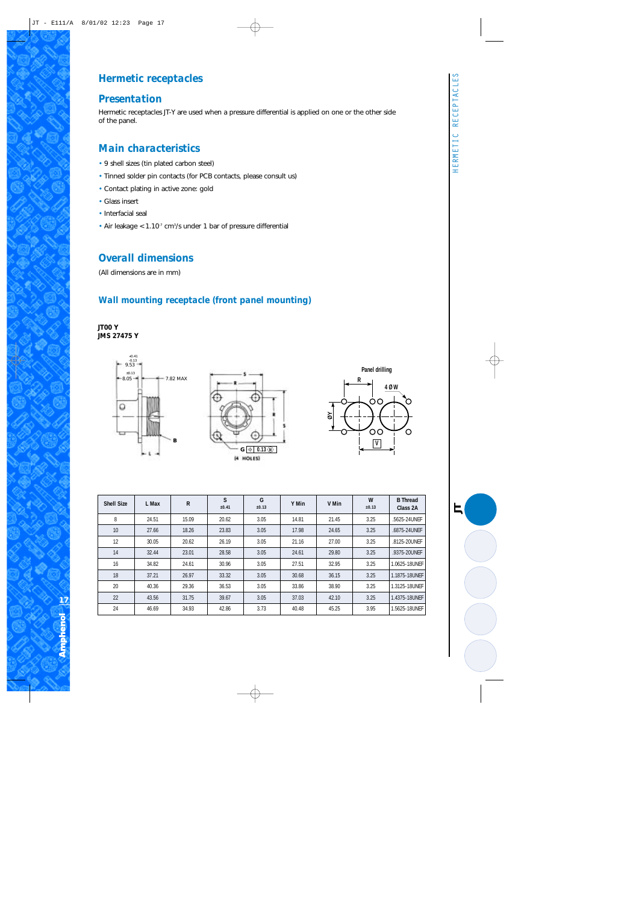# Hermetic receptacles

## Presentation

Hermetic receptacles JT-Y are used when a pressure differential is applied on one or the other side of the panel.

## Main characteristics

- 9 shell sizes (tin plated carbon steel)
- Tinned solder pin contacts (for PCB contacts, please consult us)
- Contact plating in active zone: gold
- Glass insert
- Interfacial seal
- Air leakage $< 1.10^{-7}$ $cm^3/s$ under 1 bar of pressure differential

## Overall dimensions

(All dimensions are in mm)

### Wall mounting receptacle (front panel mounting)

**JT00 Y**
**JMS 27475 Y**

| Shell Size | L Max | R | S ±0.41 | G ±0.13 | Y Min | V Min | W ±0.13 | B Thread Class 2A |
|---|---|---|---|---|---|---|---|---|
| 8 | 24.51 | 15.09 | 20.62 | 3.05 | 14.81 | 21.45 | 3.25 | .5625-24UNEF |
| 10 | 27.66 | 18.26 | 23.83 | 3.05 | 17.98 | 24.65 | 3.25 | .6875-24UNEF |
| 12 | 30.05 | 20.62 | 26.19 | 3.05 | 21.16 | 27.00 | 3.25 | .8125-20UNEF |
| 14 | 32.44 | 23.01 | 28.58 | 3.05 | 24.61 | 29.80 | 3.25 | .9375-20UNEF |
| 16 | 34.82 | 24.61 | 30.96 | 3.05 | 27.51 | 32.95 | 3.25 | 1.0625-18UNEF |
| 18 | 37.21 | 26.97 | 33.32 | 3.05 | 30.68 | 36.15 | 3.25 | 1.1875-18UNEF |
| 20 | 40.36 | 29.36 | 36.53 | 3.05 | 33.86 | 38.90 | 3.25 | 1.3125-18UNEF |
| 22 | 43.56 | 31.75 | 39.67 | 3.05 | 37.03 | 42.10 | 3.25 | 1.4375-18UNEF |
| 24 | 46.69 | 34.93 | 42.86 | 3.73 | 40.48 | 45.25 | 3.95 | 1.5625-18UNEF |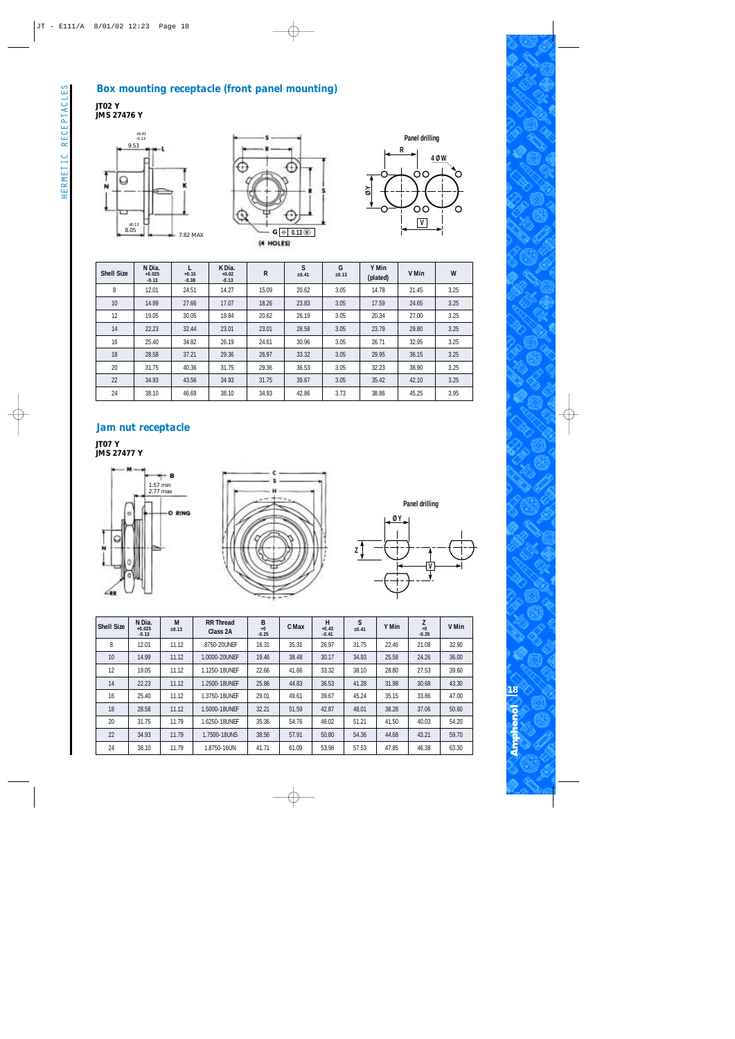## Box mounting receptacle (front panel mounting)

**JT02 Y**
**JMS 27476 Y**

Panel drilling

| Shell Size | N Dia. +0.025 -0.13 | L +0.15 -0.38 | K Dia. +0.02 -0.13 | R | S ±0.41 | G ±0.13 | Y Min (plated) | V Min | W |
|---|---|---|---|---|---|---|---|---|---|
| 8 | 12.01 | 24.51 | 14.27 | 15.09 | 20.62 | 3.05 | 14.78 | 21.45 | 3.25 |
| 10 | 14.99 | 27.66 | 17.07 | 18.26 | 23.83 | 3.05 | 17.59 | 24.65 | 3.25 |
| 12 | 19.05 | 30.05 | 19.84 | 20.62 | 26.19 | 3.05 | 20.34 | 27.00 | 3.25 |
| 14 | 22.23 | 32.44 | 23.01 | 23.01 | 28.58 | 3.05 | 23.79 | 29.80 | 3.25 |
| 16 | 25.40 | 34.82 | 26.19 | 24.61 | 30.96 | 3.05 | 26.71 | 32.95 | 3.25 |
| 18 | 28.58 | 37.21 | 29.36 | 26.97 | 33.32 | 3.05 | 29.95 | 36.15 | 3.25 |
| 20 | 31.75 | 40.36 | 31.75 | 29.36 | 36.53 | 3.05 | 32.23 | 38.90 | 3.25 |
| 22 | 34.93 | 43.56 | 34.93 | 31.75 | 39.67 | 3.05 | 35.42 | 42.10 | 3.25 |
| 24 | 38.10 | 46.69 | 38.10 | 34.93 | 42.86 | 3.73 | 38.86 | 45.25 | 3.95 |

## Jam nut receptacle

**JT07 Y**
**JMS 27477 Y**

Panel drilling

| Shell Size | N Dia. +0.025 -0.13 | M ±0.13 | RR Thread Class 2A | B +0 -0.25 | C Max | H +0.43 -0.41 | S ±0.41 | Y Min | Z +0 -0.25 | V Min |
|---|---|---|---|---|---|---|---|---|---|---|
| 8 | 12.01 | 11.12 | .8750-20UNEF | 16.31 | 35.31 | 26.97 | 31.75 | 22.46 | 21.08 | 32.90 |
| 10 | 14.99 | 11.12 | 1.0000-20UNEF | 19.46 | 38.48 | 30.17 | 34.93 | 25.58 | 24.26 | 36.00 |
| 12 | 19.05 | 11.12 | 1.1250-18UNEF | 22.66 | 41.66 | 33.32 | 38.10 | 28.80 | 27.53 | 39.60 |
| 14 | 22.23 | 11.12 | 1.2500-18UNEF | 25.86 | 44.83 | 36.53 | 41.28 | 31.98 | 30.68 | 43.30 |
| 16 | 25.40 | 11.12 | 1.3750-18UNEF | 29.01 | 49.61 | 39.67 | 45.24 | 35.15 | 33.86 | 47.00 |
| 18 | 28.58 | 11.12 | 1.5000-18UNEF | 32.21 | 51.59 | 42.87 | 48.01 | 38.28 | 37.06 | 50.60 |
| 20 | 31.75 | 11.79 | 1.6250-18UNEF | 35.36 | 54.76 | 46.02 | 51.21 | 41.50 | 40.03 | 54.20 |
| 22 | 34.93 | 11.79 | 1.7500-18UNS | 38.56 | 57.91 | 50.80 | 54.36 | 44.68 | 43.21 | 59.70 |
| 24 | 38.10 | 11.79 | 1.8750-16UN | 41.71 | 61.09 | 53.98 | 57.53 | 47.85 | 46.38 | 63.30 |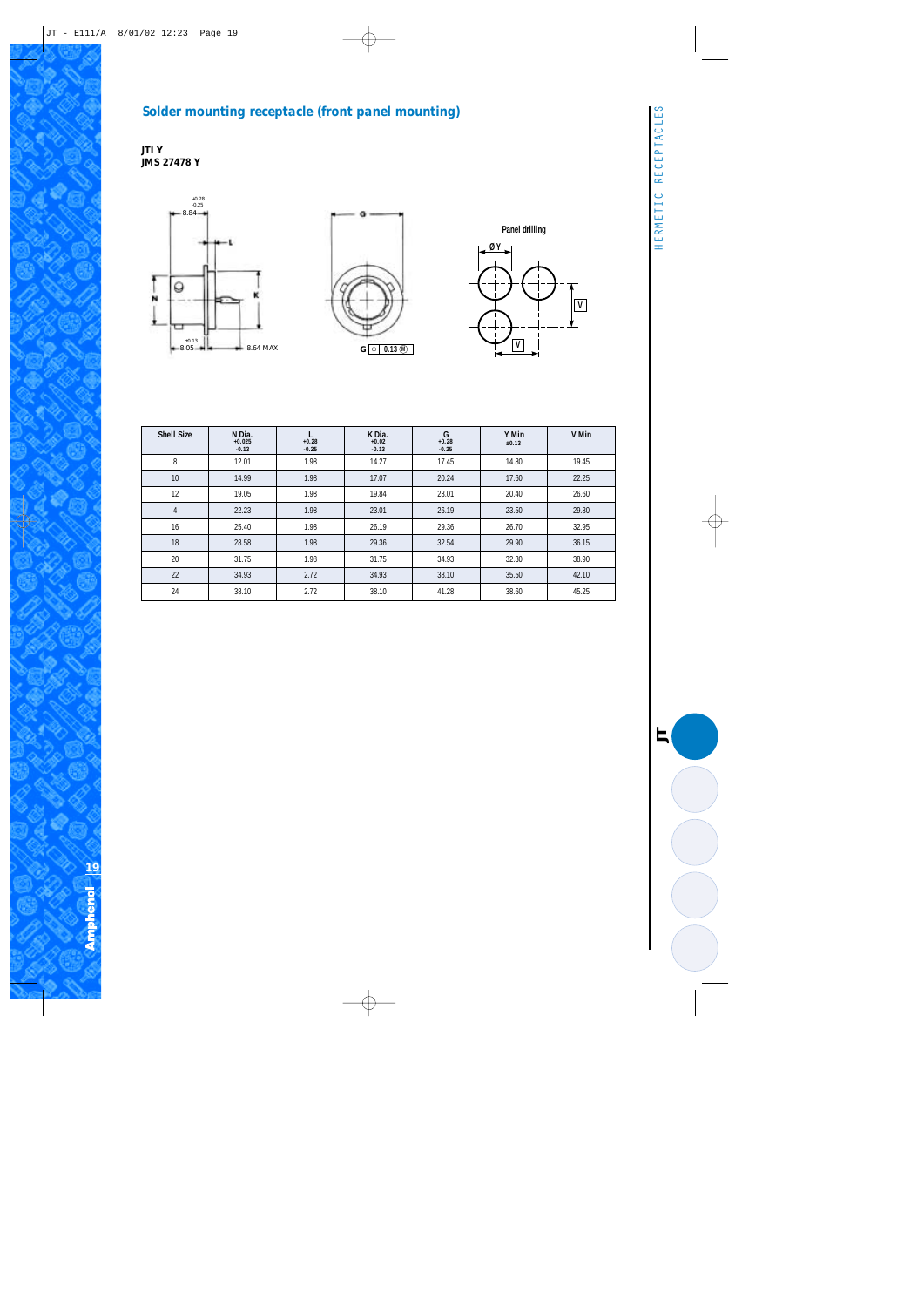## Solder mounting receptacle (front panel mounting)

**JTI Y**
**JMS 27478 Y**

| Shell Size | N Dia. +0.025 -0.13 | L +0.28 -0.25 | K Dia. +0.02 -0.13 | G +0.28 -0.25 | Y Min ±0.13 | V Min |
|---|---|---|---|---|---|---|
| 8 | 12.01 | 1.98 | 14.27 | 17.45 | 14.80 | 19.45 |
| 10 | 14.99 | 1.98 | 17.07 | 20.24 | 17.60 | 22.25 |
| 12 | 19.05 | 1.98 | 19.84 | 23.01 | 20.40 | 26.60 |
| 4 | 22.23 | 1.98 | 23.01 | 26.19 | 23.50 | 29.80 |
| 16 | 25.40 | 1.98 | 26.19 | 29.36 | 26.70 | 32.95 |
| 18 | 28.58 | 1.98 | 29.36 | 32.54 | 29.90 | 36.15 |
| 20 | 31.75 | 1.98 | 31.75 | 34.93 | 32.30 | 38.90 |
| 22 | 34.93 | 2.72 | 34.93 | 38.10 | 35.50 | 42.10 |
| 24 | 38.10 | 2.72 | 38.10 | 41.28 | 38.60 | 45.25 |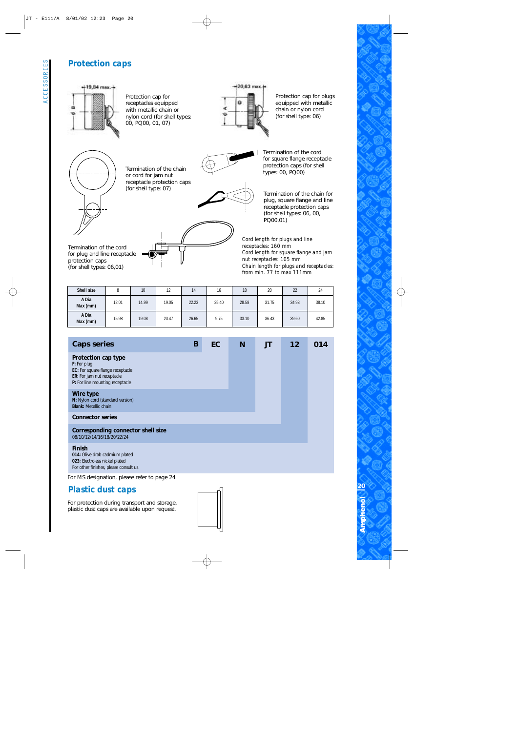# Protection caps

Protection cap for receptacles equipped with metallic chain or nylon cord (for shell types: 00, PQ00, 01, 07)

Protection cap for plugs equipped with metallic chain or nylon cord (for shell type: 06)

Termination of the chain or cord for jam nut receptacle protection caps (for shell type: 07)

Termination of the cord for square flange receptacle protection caps (for shell types: 00, PQ00)

Termination of the chain for plug, square flange and line receptacle protection caps (for shell types: 06, 00, PQ00,01)

Termination of the cord for plug and line receptacle protection caps (for shell types: 06,01)

*Cord length for plugs and line receptacles: 160 mm*
*Cord length for square flange and jam nut receptacles: 105 mm*
*Chain length for plugs and receptacles: from min. 77 to max 111mm*

| Shell size | 8 | 10 | 12 | 14 | 16 | 18 | 20 | 22 | 24 |
|---|---|---|---|---|---|---|---|---|---|
| A Dia Max (mm) | 12.01 | 14.99 | 19.05 | 22.23 | 25.40 | 28.58 | 31.75 | 34.93 | 38.10 |
| A Dia Max (mm) | 15.98 | 19.08 | 23.47 | 26.65 | 9.75 | 33.10 | 36.43 | 39.60 | 42.85 |

| Caps series | B | EC | N | JT | 12 | 014 |
|---|---|---|---|---|---|---|

**Protection cap type**
**F:** For plug
**EC:** For square flange receptacle
**ER:** For jam nut receptacle
**P:** For line mounting receptacle

**Wire type**
**N:** Nylon cord (standard version)
**Blank:** Metallic chain

**Connector series**

**Corresponding connector shell size**
08/10/12/14/16/18/20/22/24

**Finish**
**014:** Olive drab cadmium plated
**023:** Electroless nickel plated
For other finishes, please consult us

For MS designation, please refer to page 24

# Plastic dust caps

For protection during transport and storage, plastic dust caps are available upon request.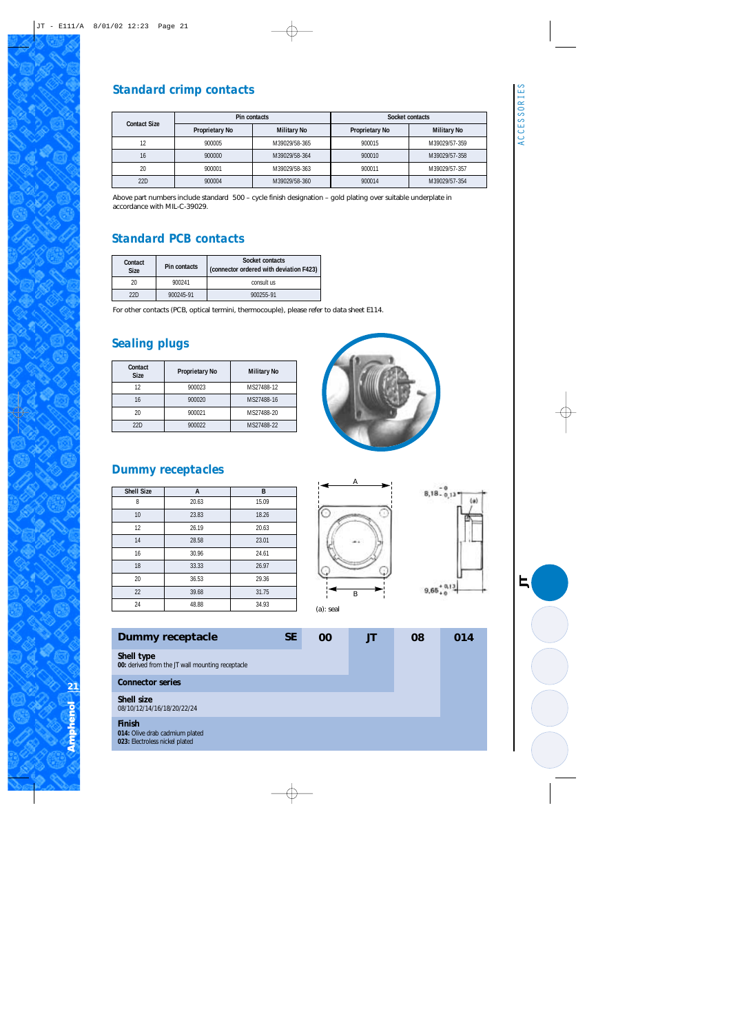## Standard crimp contacts

| Contact Size | Pin contacts | | Socket contacts | |
|---|---|---|---|---|
| | Proprietary No | Military No | Proprietary No | Military No |
| 12 | 900005 | M39029/58-365 | 900015 | M39029/57-359 |
| 16 | 900000 | M39029/58-364 | 900010 | M39029/57-358 |
| 20 | 900001 | M39029/58-363 | 900011 | M39029/57-357 |
| 22D | 900004 | M39029/58-360 | 900014 | M39029/57-354 |

Above part numbers include standard 500 – cycle finish designation – gold plating over suitable underplate in accordance with MIL-C-39029.

## Standard PCB contacts

| Contact Size | Pin contacts | Socket contacts (connector ordered with deviation F423) |
|---|---|---|
| 20 | 900241 | consult us |
| 22D | 900245-91 | 900255-91 |

For other contacts (PCB, optical termini, thermocouple), please refer to data sheet E114.

## Sealing plugs

| Contact Size | Proprietary No | Military No |
|---|---|---|
| 12 | 900023 | MS27488-12 |
| 16 | 900020 | MS27488-16 |
| 20 | 900021 | MS27488-20 |
| 22D | 900022 | MS27488-22 |

## Dummy receptacles

| Shell Size | A | B |
|---|---|---|
| 8 | 20.63 | 15.09 |
| 10 | 23.83 | 18.26 |
| 12 | 26.19 | 20.63 |
| 14 | 28.58 | 23.01 |
| 16 | 30.96 | 24.61 |
| 18 | 33.33 | 26.97 |
| 20 | 36.53 | 29.36 |
| 22 | 39.68 | 31.75 |
| 24 | 48.88 | 34.93 |

A, B, $8{,}18^{-0}_{-0{,}13}$, $9{,}65^{+0{,}13}_{+0}$, (a)

(a): seal

| Dummy receptacle | SE | 00 | JT | 08 | 014 |
|---|---|---|---|---|---|

**Shell type**
**00:** derived from the JT wall mounting receptacle

**Connector series**

**Shell size**
08/10/12/14/16/18/20/22/24

**Finish**
**014:** Olive drab cadmium plated
**023:** Electroless nickel plated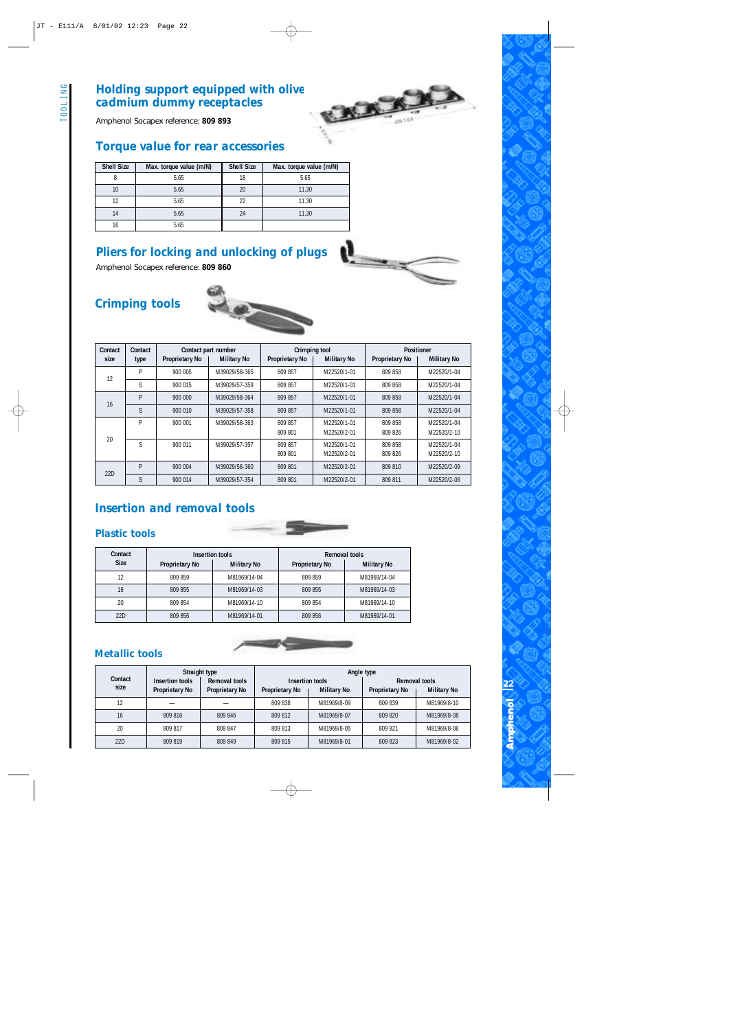## Holding support equipped with olive cadmium dummy receptacles

Amphenol Socapex reference: **809 893**

## Torque value for rear accessories

| Shell Size | Max. torque value (m/N) | Shell Size | Max. torque value (m/N) |
|---|---|---|---|
| 8 | 5.65 | 18 | 5.65 |
| 10 | 5.65 | 20 | 11.30 |
| 12 | 5.65 | 22 | 11.30 |
| 14 | 5.65 | 24 | 11.30 |
| 16 | 5.65 | | |

## Pliers for locking and unlocking of plugs

Amphenol Socapex reference: **809 860**

## Crimping tools

| Contact size | Contact type | Contact part number | | Crimping tool | | Positioner | |
|---|---|---|---|---|---|---|---|
| | | Proprietary No | Military No | Proprietary No | Military No | Proprietary No | Military No |
| 12 | P | 900 005 | M39029/58-365 | 809 857 | M22520/1-01 | 809 858 | M22520/1-04 |
| | S | 900 015 | M39029/57-359 | 809 857 | M22520/1-01 | 809 858 | M22520/1-04 |
| 16 | P | 900 000 | M39029/58-364 | 809 857 | M22520/1-01 | 809 858 | M22520/1-04 |
| | S | 900 010 | M39029/57-358 | 809 857 | M22520/1-01 | 809 858 | M22520/1-04 |
| 20 | P | 900 001 | M39029/58-363 | 809 857<br>809 801 | M22520/1-01<br>M22520/2-01 | 809 858<br>809 826 | M22520/1-04<br>M22520/2-10 |
| | S | 900 011 | M39029/57-357 | 809 857<br>809 801 | M22520/1-01<br>M22520/2-01 | 809 858<br>809 826 | M22520/1-04<br>M22520/2-10 |
| 22D | P | 900 004 | M39029/58-360 | 809 801 | M22520/2-01 | 809 810 | M22520/2-09 |
| | S | 900 014 | M39029/57-354 | 809 801 | M22520/2-01 | 809 811 | M22520/2-06 |

## Insertion and removal tools

### Plastic tools

| Contact Size | Insertion tools | | Removal tools | |
|---|---|---|---|---|
| | Proprietary No | Military No | Proprietary No | Military No |
| 12 | 809 859 | M81969/14-04 | 809 859 | M81969/14-04 |
| 16 | 809 855 | M81969/14-03 | 809 855 | M81969/14-03 |
| 20 | 809 854 | M81969/14-10 | 809 854 | M81969/14-10 |
| 22D | 809 856 | M81969/14-01 | 809 856 | M81969/14-01 |

### Metallic tools

| Contact size | Straight type | | Angle type | | | |
|---|---|---|---|---|---|---|
| | Insertion tools | Removal tools | Insertion tools | | Removal tools | |
| | Proprietary No | Proprietary No | Proprietary No | Military No | Proprietary No | Military No |
| 12 | — | — | 809 838 | M81969/8-09 | 809 839 | M81969/8-10 |
| 16 | 809 816 | 809 846 | 809 812 | M81969/8-07 | 809 820 | M81969/8-08 |
| 20 | 809 817 | 809 847 | 809 813 | M81969/8-05 | 809 821 | M81969/8-06 |
| 22D | 809 819 | 809 849 | 809 815 | M81969/8-01 | 809 823 | M81969/8-02 |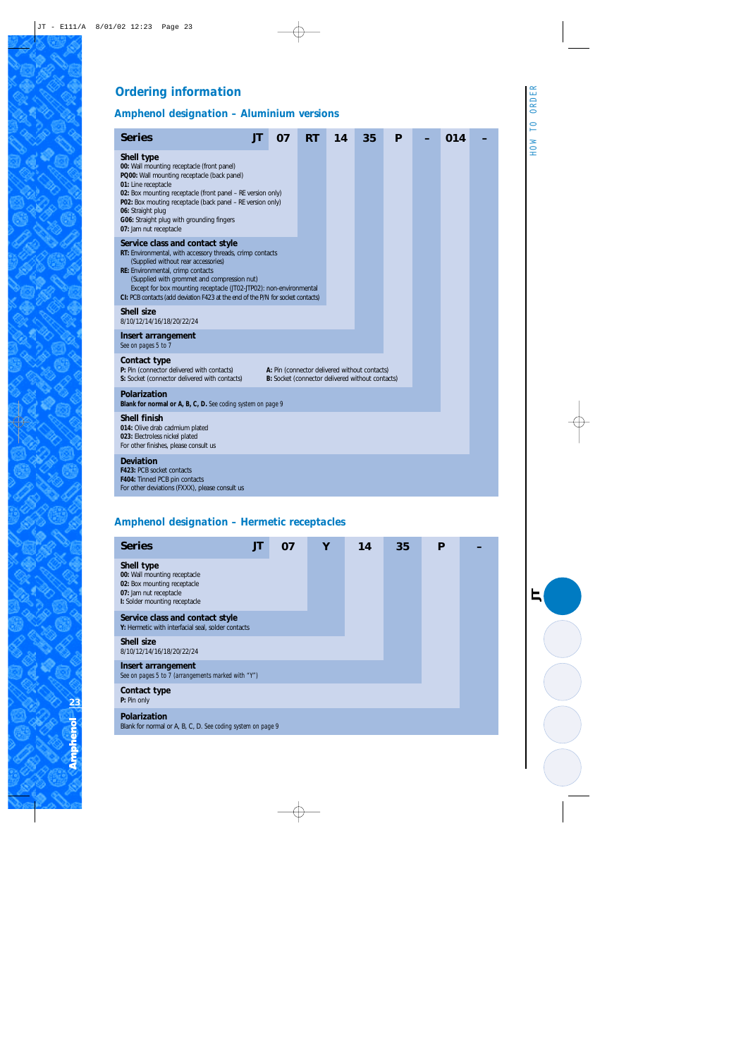# Ordering information

## Amphenol designation – Aluminium versions

| Series | JT | 07 | RT | 14 | 35 | P | – | 014 | – |
|---|---|---|---|---|---|---|---|---|---|

**Shell type**
**00:** Wall mounting receptacle (front panel)
**PQ00:** Wall mounting receptacle (back panel)
**01:** Line receptacle
**02:** Box mounting receptacle (front panel – RE version only)
**P02:** Box mouting receptacle (back panel – RE version only)
**06:** Straight plug
**G06:** Straight plug with grounding fingers
**07:** Jam nut receptacle

**Service class and contact style**
**RT:** Environmental, with accessory threads, crimp contacts
(Supplied without rear accessories)
**RE:** Environmental, crimp contacts
(Supplied with grommet and compression nut)
Except for box mounting receptacle (JT02-JTP02): non-environmental
**CI:** PCB contacts (add deviation F423 at the end of the P/N for socket contacts)

**Shell size**
8/10/12/14/16/18/20/22/24

**Insert arrangement**
See on pages 5 to 7

**Contact type**
**P:** Pin (connector delivered with contacts)
**S:** Socket (connector delivered with contacts)
**A:** Pin (connector delivered without contacts)
**B:** Socket (connector delivered without contacts)

**Polarization**
**Blank for normal or A, B, C, D.** See coding system on page 9

**Shell finish**
**014:** Olive drab cadmium plated
**023:** Electroless nickel plated
For other finishes, please consult us

**Deviation**
**F423:** PCB socket contacts
**F404:** Tinned PCB pin contacts
For other deviations (FXXX), please consult us

## Amphenol designation – Hermetic receptacles

| Series | JT | 07 | Y | 14 | 35 | P | – |
|---|---|---|---|---|---|---|---|

**Shell type**
**00:** Wall mounting receptacle
**02:** Box mounting receptacle
**07:** Jam nut receptacle
**I:** Solder mounting receptacle

**Service class and contact style**
**Y:** Hermetic with interfacial seal, solder contacts

**Shell size**
8/10/12/14/16/18/20/22/24

**Insert arrangement**
See on pages 5 to 7 (arrangements marked with "Y")

**Contact type**
**P:** Pin only

**Polarization**
Blank for normal or A, B, C, D. See coding system on page 9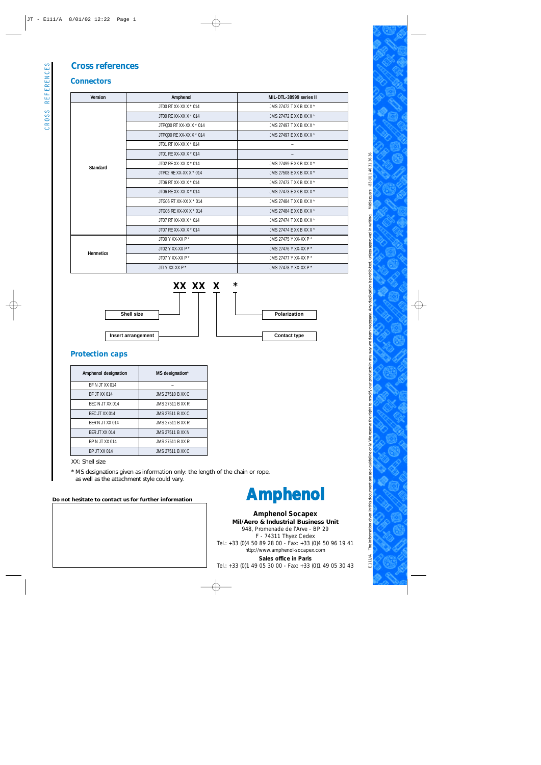# Cross references

## Connectors

| Version | Amphenol | MIL-DTL-38999 series II |
|---|---|---|
| Standard | JT00 RT XX-XX X * 014 | JMS 27472 T XX B XX X * |
| | JT00 RE XX-XX X * 014 | JMS 27472 E XX B XX X * |
| | JTPQ00 RT XX-XX X * 014 | JMS 27497 T XX B XX X * |
| | JTPQ00 RE XX-XX X * 014 | JMS 27497 E XX B XX X * |
| | JT01 RT XX-XX X * 014 | – |
| | JT01 RE XX-XX X * 014 | – |
| | JT02 RE XX-XX X * 014 | JMS 27499 E XX B XX X * |
| | JTP02 RE XX-XX X * 014 | JMS 27508 E XX B XX X * |
| | JT06 RT XX-XX X * 014 | JMS 27473 T XX B XX X * |
| | JT06 RE XX-XX X * 014 | JMS 27473 E XX B XX X * |
| | JTG06 RT XX-XX X * 014 | JMS 27484 T XX B XX X * |
| | JTG06 RE XX-XX X * 014 | JMS 27484 E XX B XX X * |
| | JT07 RT XX-XX X * 014 | JMS 27474 T XX B XX X * |
| | JT07 RE XX-XX X * 014 | JMS 27474 E XX B XX X * |
| Hermetics | JT00 Y XX-XX P * | JMS 27475 Y XX-XX P * |
| | JT02 Y XX-XX P * | JMS 27476 Y XX-XX P * |
| | JT07 Y XX-XX P * | JMS 27477 Y XX-XX P * |
| | JTI Y XX-XX P * | JMS 27478 Y XX-XX P * |

**XX XX X \***

Shell size

Insert arrangement

Contact type

Polarization

## Protection caps

| Amphenol designation | MS designation* |
|---|---|
| BF N JT XX 014 | – |
| BF JT XX 014 | JMS 27510 B XX C |
| BEC N JT XX 014 | JMS 27511 B XX R |
| BEC JT XX 014 | JMS 27511 B XX C |
| BER N JT XX 014 | JMS 27511 B XX R |
| BER JT XX 014 | JMS 27511 B XX N |
| BP N JT XX 014 | JMS 27511 B XX R |
| BP JT XX 014 | JMS 27511 B XX C |

XX: Shell size

\* MS designations given as information only: the length of the chain or rope, as well as the attachment style could vary.

**Do not hesitate to contact us for further information**

**Amphenol**

**Amphenol Socapex**
**Mil/Aero & Industrial Business Unit**
948, Promenade de l'Arve - BP 29
F - 74311 Thyez Cedex
Tel.: +33 (0)4 50 89 28 00 - Fax: +33 (0)4 50 96 19 41
http://www.amphenol-socapex.com

**Sales office in Paris**
Tel.: +33 (0)1 49 05 30 00 - Fax: +33 (0)1 49 05 30 43

E 111/A The information given in this document are as a guideline only. We reserve the right to modify our products in any way we deem necessary. Any duplication is prohibited, unless approved in writing. Médiasquare +33 (0)1 46 31 36 36